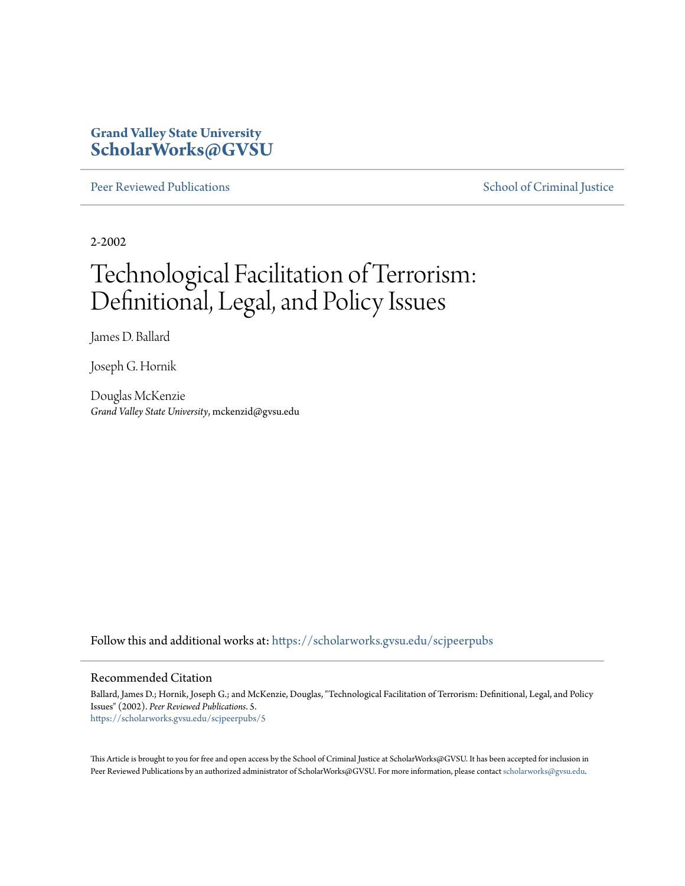**Grand Valley State University**
**ScholarWorks@GVSU**

Peer Reviewed Publications | School of Criminal Justice

2-2002

# Technological Facilitation of Terrorism: Definitional, Legal, and Policy Issues

James D. Ballard

Joseph G. Hornik

Douglas McKenzie
*Grand Valley State University*, mckenzid@gvsu.edu

Follow this and additional works at: https://scholarworks.gvsu.edu/scjpeerpubs

## Recommended Citation

Ballard, James D.; Hornik, Joseph G.; and McKenzie, Douglas, "Technological Facilitation of Terrorism: Definitional, Legal, and Policy Issues" (2002). *Peer Reviewed Publications*. 5.
https://scholarworks.gvsu.edu/scjpeerpubs/5

This Article is brought to you for free and open access by the School of Criminal Justice at ScholarWorks@GVSU. It has been accepted for inclusion in Peer Reviewed Publications by an authorized administrator of ScholarWorks@GVSU. For more information, please contact scholarworks@gvsu.edu.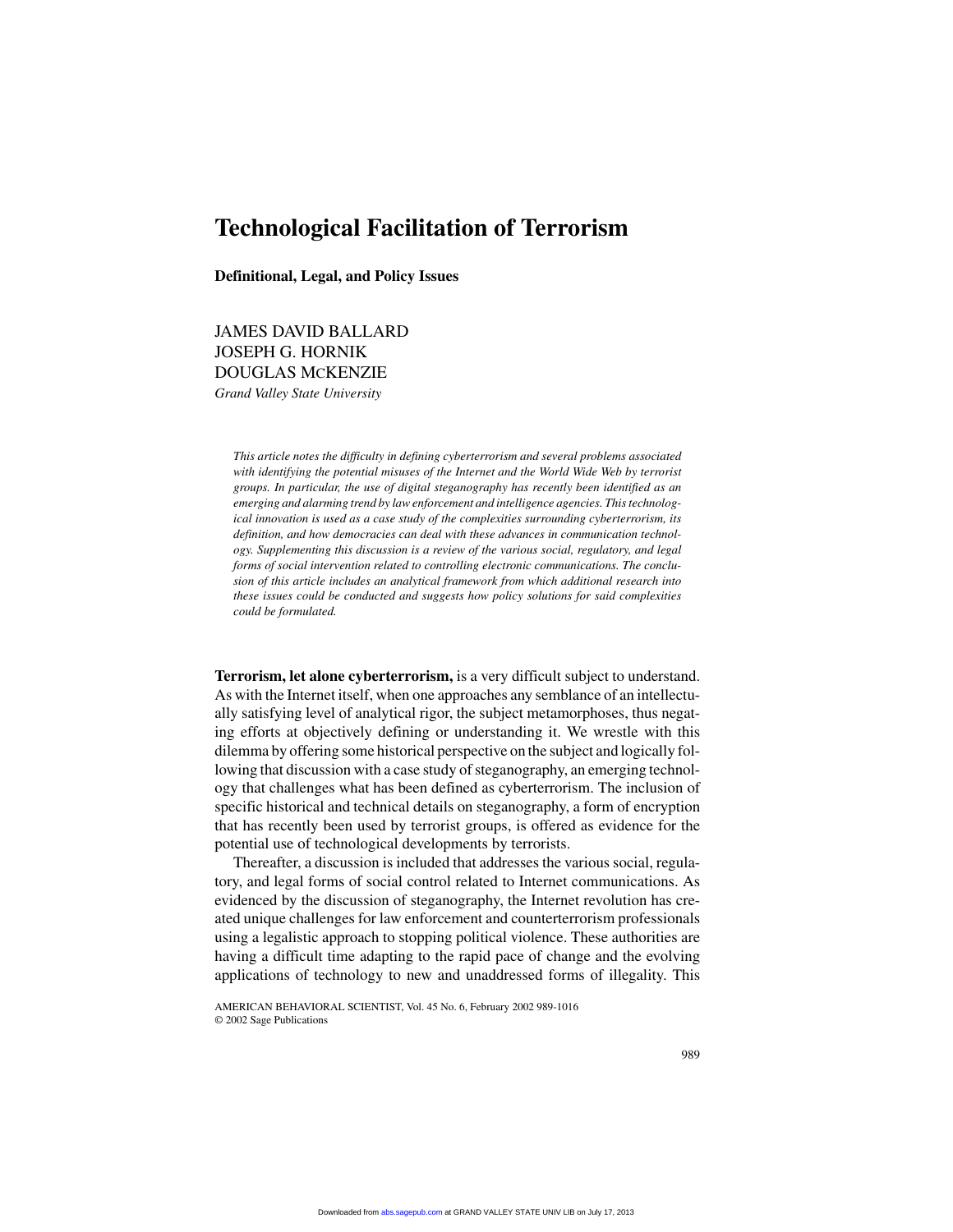# Technological Facilitation of Terrorism

**Definitional, Legal, and Policy Issues**

JAMES DAVID BALLARD
JOSEPH G. HORNIK
DOUGLAS McKENZIE
*Grand Valley State University*

*This article notes the difficulty in defining cyberterrorism and several problems associated with identifying the potential misuses of the Internet and the World Wide Web by terrorist groups. In particular, the use of digital steganography has recently been identified as an emerging and alarming trend by law enforcement and intelligence agencies. This technological innovation is used as a case study of the complexities surrounding cyberterrorism, its definition, and how democracies can deal with these advances in communication technology. Supplementing this discussion is a review of the various social, regulatory, and legal forms of social intervention related to controlling electronic communications. The conclusion of this article includes an analytical framework from which additional research into these issues could be conducted and suggests how policy solutions for said complexities could be formulated.*

**Terrorism, let alone cyberterrorism,** is a very difficult subject to understand. As with the Internet itself, when one approaches any semblance of an intellectually satisfying level of analytical rigor, the subject metamorphoses, thus negating efforts at objectively defining or understanding it. We wrestle with this dilemma by offering some historical perspective on the subject and logically following that discussion with a case study of steganography, an emerging technology that challenges what has been defined as cyberterrorism. The inclusion of specific historical and technical details on steganography, a form of encryption that has recently been used by terrorist groups, is offered as evidence for the potential use of technological developments by terrorists.

Thereafter, a discussion is included that addresses the various social, regulatory, and legal forms of social control related to Internet communications. As evidenced by the discussion of steganography, the Internet revolution has created unique challenges for law enforcement and counterterrorism professionals using a legalistic approach to stopping political violence. These authorities are having a difficult time adapting to the rapid pace of change and the evolving applications of technology to new and unaddressed forms of illegality. This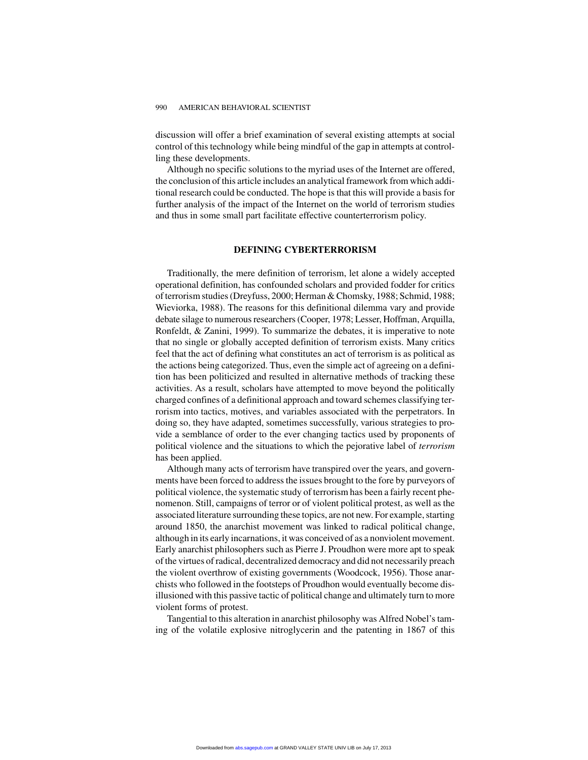discussion will offer a brief examination of several existing attempts at social control of this technology while being mindful of the gap in attempts at controlling these developments.

Although no specific solutions to the myriad uses of the Internet are offered, the conclusion of this article includes an analytical framework from which additional research could be conducted. The hope is that this will provide a basis for further analysis of the impact of the Internet on the world of terrorism studies and thus in some small part facilitate effective counterterrorism policy.

## DEFINING CYBERTERRORISM

Traditionally, the mere definition of terrorism, let alone a widely accepted operational definition, has confounded scholars and provided fodder for critics of terrorism studies (Dreyfuss, 2000; Herman & Chomsky, 1988; Schmid, 1988; Wieviorka, 1988). The reasons for this definitional dilemma vary and provide debate silage to numerous researchers (Cooper, 1978; Lesser, Hoffman, Arquilla, Ronfeldt, & Zanini, 1999). To summarize the debates, it is imperative to note that no single or globally accepted definition of terrorism exists. Many critics feel that the act of defining what constitutes an act of terrorism is as political as the actions being categorized. Thus, even the simple act of agreeing on a definition has been politicized and resulted in alternative methods of tracking these activities. As a result, scholars have attempted to move beyond the politically charged confines of a definitional approach and toward schemes classifying terrorism into tactics, motives, and variables associated with the perpetrators. In doing so, they have adapted, sometimes successfully, various strategies to provide a semblance of order to the ever changing tactics used by proponents of political violence and the situations to which the pejorative label of *terrorism* has been applied.

Although many acts of terrorism have transpired over the years, and governments have been forced to address the issues brought to the fore by purveyors of political violence, the systematic study of terrorism has been a fairly recent phenomenon. Still, campaigns of terror or of violent political protest, as well as the associated literature surrounding these topics, are not new. For example, starting around 1850, the anarchist movement was linked to radical political change, although in its early incarnations, it was conceived of as a nonviolent movement. Early anarchist philosophers such as Pierre J. Proudhon were more apt to speak of the virtues of radical, decentralized democracy and did not necessarily preach the violent overthrow of existing governments (Woodcock, 1956). Those anarchists who followed in the footsteps of Proudhon would eventually become disillusioned with this passive tactic of political change and ultimately turn to more violent forms of protest.

Tangential to this alteration in anarchist philosophy was Alfred Nobel's taming of the volatile explosive nitroglycerin and the patenting in 1867 of this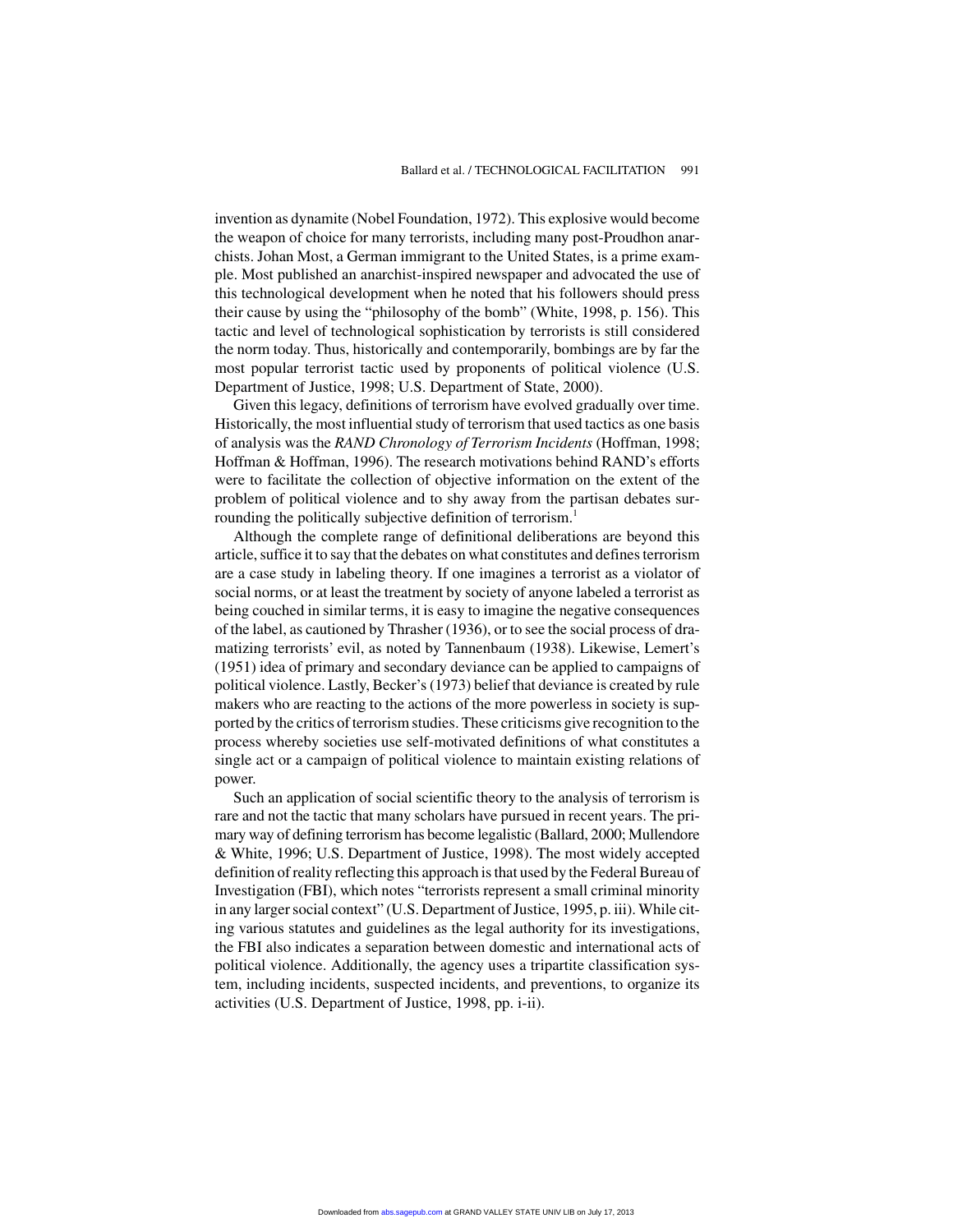invention as dynamite (Nobel Foundation, 1972). This explosive would become the weapon of choice for many terrorists, including many post-Proudhon anarchists. Johan Most, a German immigrant to the United States, is a prime example. Most published an anarchist-inspired newspaper and advocated the use of this technological development when he noted that his followers should press their cause by using the "philosophy of the bomb" (White, 1998, p. 156). This tactic and level of technological sophistication by terrorists is still considered the norm today. Thus, historically and contemporarily, bombings are by far the most popular terrorist tactic used by proponents of political violence (U.S. Department of Justice, 1998; U.S. Department of State, 2000).

Given this legacy, definitions of terrorism have evolved gradually over time. Historically, the most influential study of terrorism that used tactics as one basis of analysis was the *RAND Chronology of Terrorism Incidents* (Hoffman, 1998; Hoffman & Hoffman, 1996). The research motivations behind RAND's efforts were to facilitate the collection of objective information on the extent of the problem of political violence and to shy away from the partisan debates surrounding the politically subjective definition of terrorism.[1]

Although the complete range of definitional deliberations are beyond this article, suffice it to say that the debates on what constitutes and defines terrorism are a case study in labeling theory. If one imagines a terrorist as a violator of social norms, or at least the treatment by society of anyone labeled a terrorist as being couched in similar terms, it is easy to imagine the negative consequences of the label, as cautioned by Thrasher (1936), or to see the social process of dramatizing terrorists' evil, as noted by Tannenbaum (1938). Likewise, Lemert's (1951) idea of primary and secondary deviance can be applied to campaigns of political violence. Lastly, Becker's (1973) belief that deviance is created by rule makers who are reacting to the actions of the more powerless in society is supported by the critics of terrorism studies. These criticisms give recognition to the process whereby societies use self-motivated definitions of what constitutes a single act or a campaign of political violence to maintain existing relations of power.

Such an application of social scientific theory to the analysis of terrorism is rare and not the tactic that many scholars have pursued in recent years. The primary way of defining terrorism has become legalistic (Ballard, 2000; Mullendore & White, 1996; U.S. Department of Justice, 1998). The most widely accepted definition of reality reflecting this approach is that used by the Federal Bureau of Investigation (FBI), which notes "terrorists represent a small criminal minority in any larger social context" (U.S. Department of Justice, 1995, p. iii). While citing various statutes and guidelines as the legal authority for its investigations, the FBI also indicates a separation between domestic and international acts of political violence. Additionally, the agency uses a tripartite classification system, including incidents, suspected incidents, and preventions, to organize its activities (U.S. Department of Justice, 1998, pp. i-ii).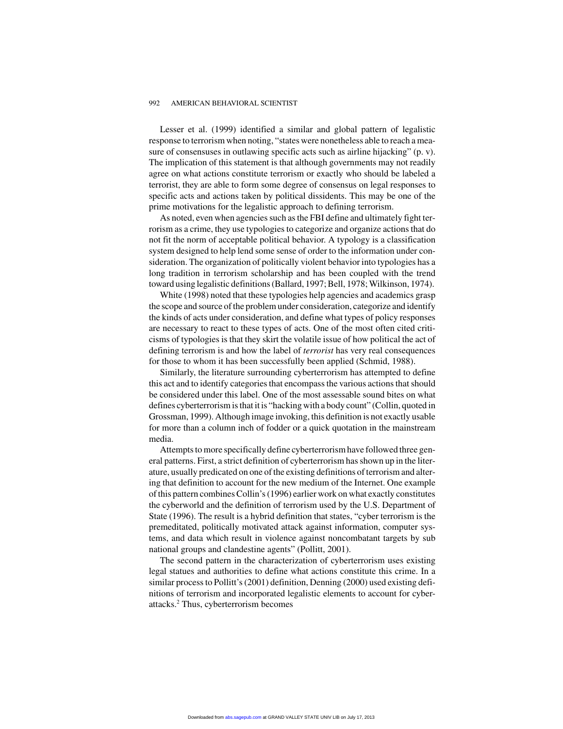Lesser et al. (1999) identified a similar and global pattern of legalistic response to terrorism when noting, "states were nonetheless able to reach a measure of consensuses in outlawing specific acts such as airline hijacking" (p. v). The implication of this statement is that although governments may not readily agree on what actions constitute terrorism or exactly who should be labeled a terrorist, they are able to form some degree of consensus on legal responses to specific acts and actions taken by political dissidents. This may be one of the prime motivations for the legalistic approach to defining terrorism.

As noted, even when agencies such as the FBI define and ultimately fight terrorism as a crime, they use typologies to categorize and organize actions that do not fit the norm of acceptable political behavior. A typology is a classification system designed to help lend some sense of order to the information under consideration. The organization of politically violent behavior into typologies has a long tradition in terrorism scholarship and has been coupled with the trend toward using legalistic definitions (Ballard, 1997; Bell, 1978; Wilkinson, 1974).

White (1998) noted that these typologies help agencies and academics grasp the scope and source of the problem under consideration, categorize and identify the kinds of acts under consideration, and define what types of policy responses are necessary to react to these types of acts. One of the most often cited criticisms of typologies is that they skirt the volatile issue of how political the act of defining terrorism is and how the label of *terrorist* has very real consequences for those to whom it has been successfully been applied (Schmid, 1988).

Similarly, the literature surrounding cyberterrorism has attempted to define this act and to identify categories that encompass the various actions that should be considered under this label. One of the most assessable sound bites on what defines cyberterrorism is that it is "hacking with a body count" (Collin, quoted in Grossman, 1999). Although image invoking, this definition is not exactly usable for more than a column inch of fodder or a quick quotation in the mainstream media.

Attempts to more specifically define cyberterrorism have followed three general patterns. First, a strict definition of cyberterrorism has shown up in the literature, usually predicated on one of the existing definitions of terrorism and altering that definition to account for the new medium of the Internet. One example of this pattern combines Collin's (1996) earlier work on what exactly constitutes the cyberworld and the definition of terrorism used by the U.S. Department of State (1996). The result is a hybrid definition that states, "cyber terrorism is the premeditated, politically motivated attack against information, computer systems, and data which result in violence against noncombatant targets by sub national groups and clandestine agents" (Pollitt, 2001).

The second pattern in the characterization of cyberterrorism uses existing legal statues and authorities to define what actions constitute this crime. In a similar process to Pollitt's (2001) definition, Denning (2000) used existing definitions of terrorism and incorporated legalistic elements to account for cyberattacks.[2] Thus, cyberterrorism becomes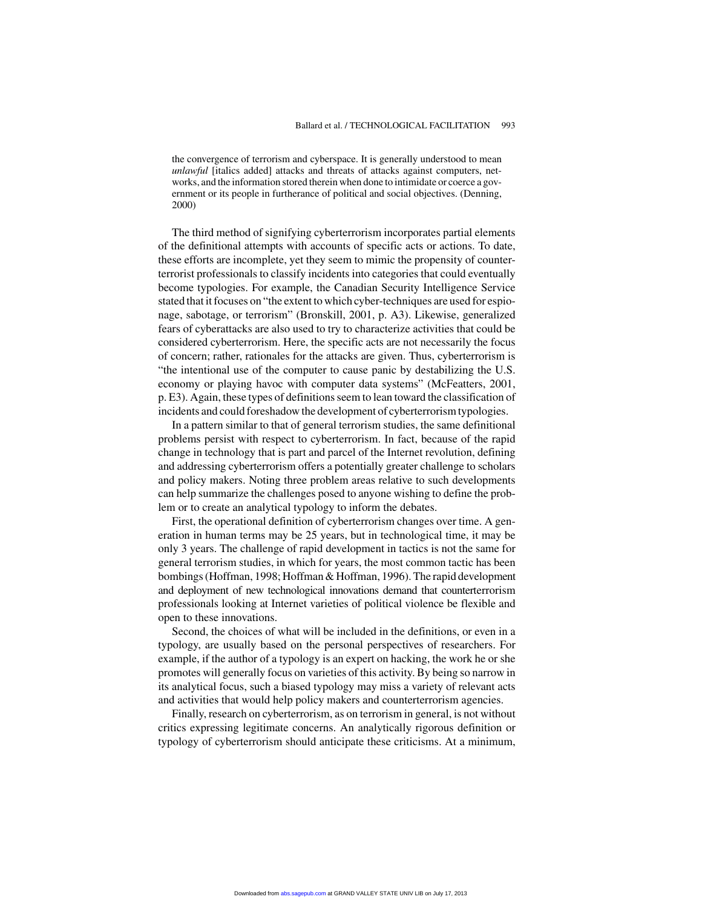> the convergence of terrorism and cyberspace. It is generally understood to mean *unlawful* [italics added] attacks and threats of attacks against computers, networks, and the information stored therein when done to intimidate or coerce a government or its people in furtherance of political and social objectives. (Denning, 2000)

The third method of signifying cyberterrorism incorporates partial elements of the definitional attempts with accounts of specific acts or actions. To date, these efforts are incomplete, yet they seem to mimic the propensity of counterterrorist professionals to classify incidents into categories that could eventually become typologies. For example, the Canadian Security Intelligence Service stated that it focuses on "the extent to which cyber-techniques are used for espionage, sabotage, or terrorism" (Bronskill, 2001, p. A3). Likewise, generalized fears of cyberattacks are also used to try to characterize activities that could be considered cyberterrorism. Here, the specific acts are not necessarily the focus of concern; rather, rationales for the attacks are given. Thus, cyberterrorism is "the intentional use of the computer to cause panic by destabilizing the U.S. economy or playing havoc with computer data systems" (McFeatters, 2001, p. E3). Again, these types of definitions seem to lean toward the classification of incidents and could foreshadow the development of cyberterrorism typologies.

In a pattern similar to that of general terrorism studies, the same definitional problems persist with respect to cyberterrorism. In fact, because of the rapid change in technology that is part and parcel of the Internet revolution, defining and addressing cyberterrorism offers a potentially greater challenge to scholars and policy makers. Noting three problem areas relative to such developments can help summarize the challenges posed to anyone wishing to define the problem or to create an analytical typology to inform the debates.

First, the operational definition of cyberterrorism changes over time. A generation in human terms may be 25 years, but in technological time, it may be only 3 years. The challenge of rapid development in tactics is not the same for general terrorism studies, in which for years, the most common tactic has been bombings (Hoffman, 1998; Hoffman & Hoffman, 1996). The rapid development and deployment of new technological innovations demand that counterterrorism professionals looking at Internet varieties of political violence be flexible and open to these innovations.

Second, the choices of what will be included in the definitions, or even in a typology, are usually based on the personal perspectives of researchers. For example, if the author of a typology is an expert on hacking, the work he or she promotes will generally focus on varieties of this activity. By being so narrow in its analytical focus, such a biased typology may miss a variety of relevant acts and activities that would help policy makers and counterterrorism agencies.

Finally, research on cyberterrorism, as on terrorism in general, is not without critics expressing legitimate concerns. An analytically rigorous definition or typology of cyberterrorism should anticipate these criticisms. At a minimum,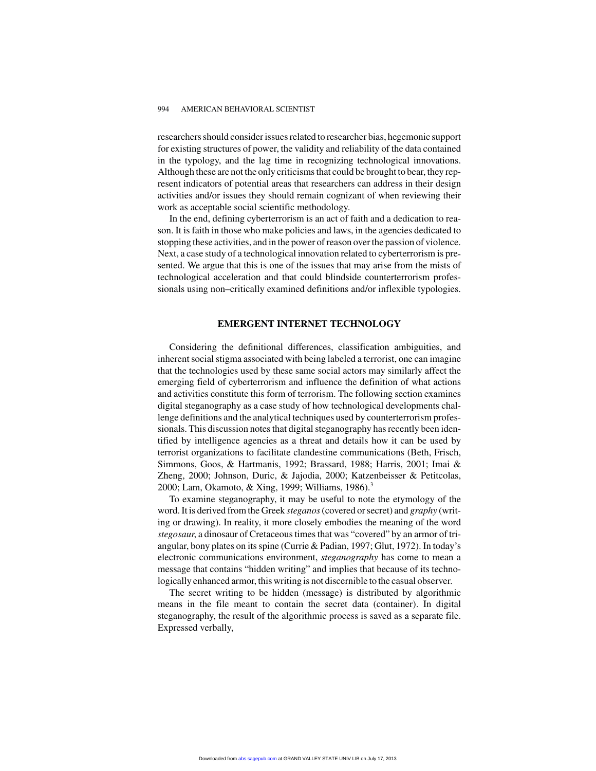researchers should consider issues related to researcher bias, hegemonic support for existing structures of power, the validity and reliability of the data contained in the typology, and the lag time in recognizing technological innovations. Although these are not the only criticisms that could be brought to bear, they represent indicators of potential areas that researchers can address in their design activities and/or issues they should remain cognizant of when reviewing their work as acceptable social scientific methodology.

In the end, defining cyberterrorism is an act of faith and a dedication to reason. It is faith in those who make policies and laws, in the agencies dedicated to stopping these activities, and in the power of reason over the passion of violence. Next, a case study of a technological innovation related to cyberterrorism is presented. We argue that this is one of the issues that may arise from the mists of technological acceleration and that could blindside counterterrorism professionals using non–critically examined definitions and/or inflexible typologies.

## EMERGENT INTERNET TECHNOLOGY

Considering the definitional differences, classification ambiguities, and inherent social stigma associated with being labeled a terrorist, one can imagine that the technologies used by these same social actors may similarly affect the emerging field of cyberterrorism and influence the definition of what actions and activities constitute this form of terrorism. The following section examines digital steganography as a case study of how technological developments challenge definitions and the analytical techniques used by counterterrorism professionals. This discussion notes that digital steganography has recently been identified by intelligence agencies as a threat and details how it can be used by terrorist organizations to facilitate clandestine communications (Beth, Frisch, Simmons, Goos, & Hartmanis, 1992; Brassard, 1988; Harris, 2001; Imai & Zheng, 2000; Johnson, Duric, & Jajodia, 2000; Katzenbeisser & Petitcolas, 2000; Lam, Okamoto, & Xing, 1999; Williams, 1986).[3]

To examine steganography, it may be useful to note the etymology of the word. It is derived from the Greek *steganos* (covered or secret) and *graphy* (writing or drawing). In reality, it more closely embodies the meaning of the word *stegosaur*, a dinosaur of Cretaceous times that was "covered" by an armor of triangular, bony plates on its spine (Currie & Padian, 1997; Glut, 1972). In today's electronic communications environment, *steganography* has come to mean a message that contains "hidden writing" and implies that because of its technologically enhanced armor, this writing is not discernible to the casual observer.

The secret writing to be hidden (message) is distributed by algorithmic means in the file meant to contain the secret data (container). In digital steganography, the result of the algorithmic process is saved as a separate file. Expressed verbally,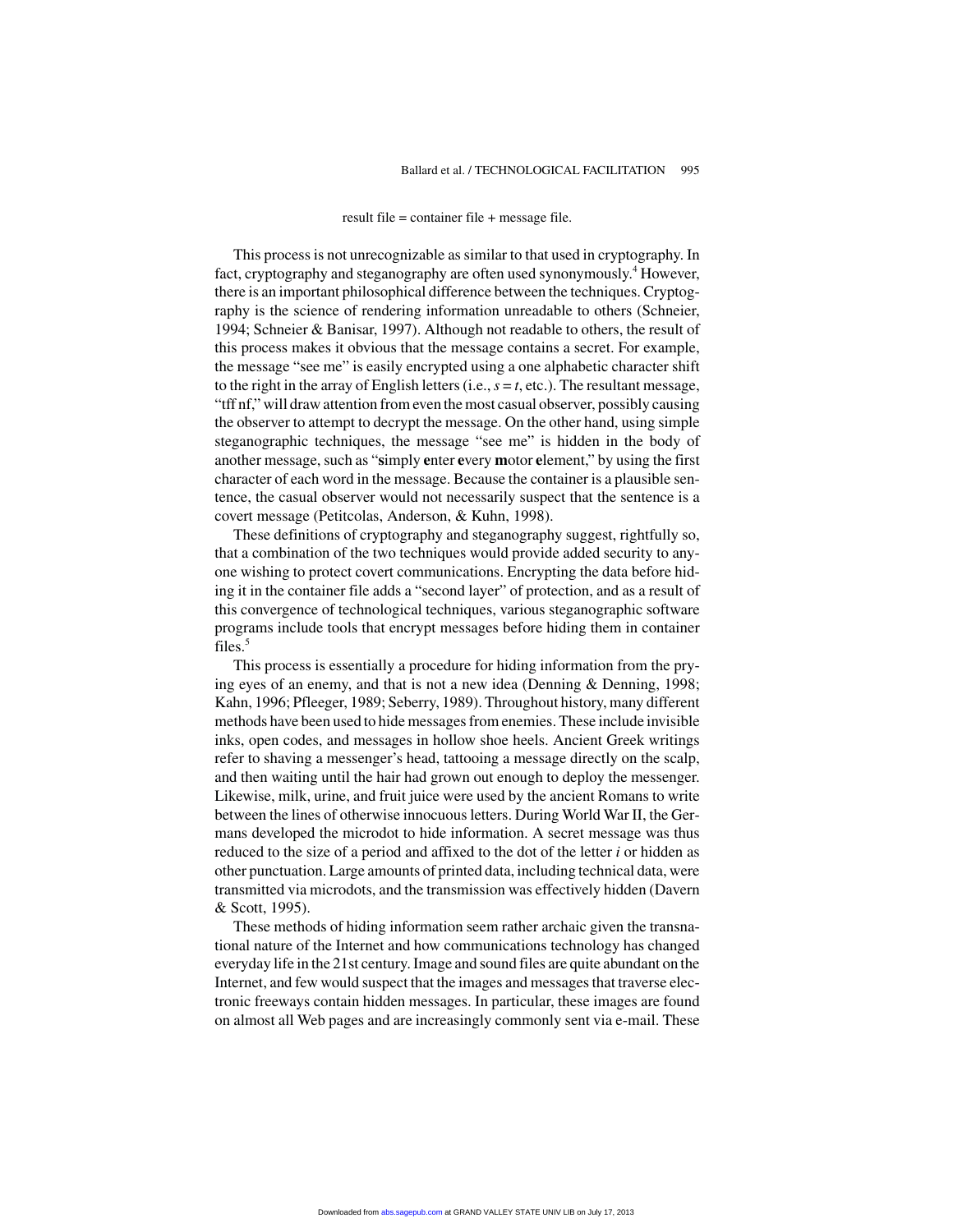result file = container file + message file.

This process is not unrecognizable as similar to that used in cryptography. In fact, cryptography and steganography are often used synonymously.[4] However, there is an important philosophical difference between the techniques. Cryptography is the science of rendering information unreadable to others (Schneier, 1994; Schneier & Banisar, 1997). Although not readable to others, the result of this process makes it obvious that the message contains a secret. For example, the message "see me" is easily encrypted using a one alphabetic character shift to the right in the array of English letters (i.e., *s* = *t*, etc.). The resultant message, "tff nf," will draw attention from even the most casual observer, possibly causing the observer to attempt to decrypt the message. On the other hand, using simple steganographic techniques, the message "see me" is hidden in the body of another message, such as "**s**imply **e**nter **e**very **m**otor **e**lement," by using the first character of each word in the message. Because the container is a plausible sentence, the casual observer would not necessarily suspect that the sentence is a covert message (Petitcolas, Anderson, & Kuhn, 1998).

These definitions of cryptography and steganography suggest, rightfully so, that a combination of the two techniques would provide added security to anyone wishing to protect covert communications. Encrypting the data before hiding it in the container file adds a "second layer" of protection, and as a result of this convergence of technological techniques, various steganographic software programs include tools that encrypt messages before hiding them in container files.[5]

This process is essentially a procedure for hiding information from the prying eyes of an enemy, and that is not a new idea (Denning & Denning, 1998; Kahn, 1996; Pfleeger, 1989; Seberry, 1989). Throughout history, many different methods have been used to hide messages from enemies. These include invisible inks, open codes, and messages in hollow shoe heels. Ancient Greek writings refer to shaving a messenger's head, tattooing a message directly on the scalp, and then waiting until the hair had grown out enough to deploy the messenger. Likewise, milk, urine, and fruit juice were used by the ancient Romans to write between the lines of otherwise innocuous letters. During World War II, the Germans developed the microdot to hide information. A secret message was thus reduced to the size of a period and affixed to the dot of the letter *i* or hidden as other punctuation. Large amounts of printed data, including technical data, were transmitted via microdots, and the transmission was effectively hidden (Davern & Scott, 1995).

These methods of hiding information seem rather archaic given the transnational nature of the Internet and how communications technology has changed everyday life in the 21st century. Image and sound files are quite abundant on the Internet, and few would suspect that the images and messages that traverse electronic freeways contain hidden messages. In particular, these images are found on almost all Web pages and are increasingly commonly sent via e-mail. These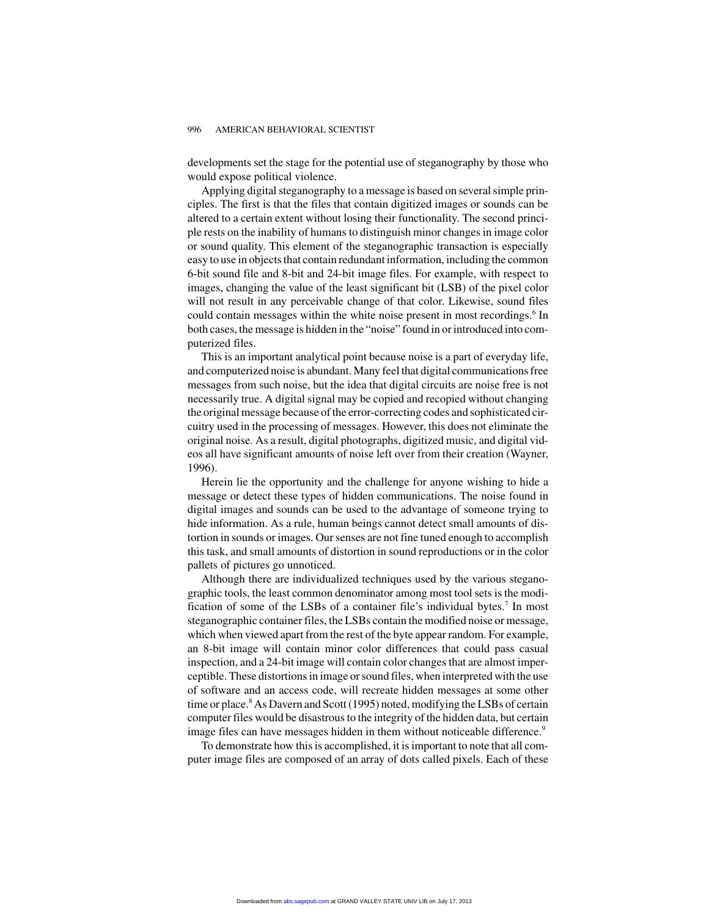developments set the stage for the potential use of steganography by those who would expose political violence.

Applying digital steganography to a message is based on several simple principles. The first is that the files that contain digitized images or sounds can be altered to a certain extent without losing their functionality. The second principle rests on the inability of humans to distinguish minor changes in image color or sound quality. This element of the steganographic transaction is especially easy to use in objects that contain redundant information, including the common 6-bit sound file and 8-bit and 24-bit image files. For example, with respect to images, changing the value of the least significant bit (LSB) of the pixel color will not result in any perceivable change of that color. Likewise, sound files could contain messages within the white noise present in most recordings.[6] In both cases, the message is hidden in the "noise" found in or introduced into computerized files.

This is an important analytical point because noise is a part of everyday life, and computerized noise is abundant. Many feel that digital communications free messages from such noise, but the idea that digital circuits are noise free is not necessarily true. A digital signal may be copied and recopied without changing the original message because of the error-correcting codes and sophisticated circuitry used in the processing of messages. However, this does not eliminate the original noise. As a result, digital photographs, digitized music, and digital videos all have significant amounts of noise left over from their creation (Wayner, 1996).

Herein lie the opportunity and the challenge for anyone wishing to hide a message or detect these types of hidden communications. The noise found in digital images and sounds can be used to the advantage of someone trying to hide information. As a rule, human beings cannot detect small amounts of distortion in sounds or images. Our senses are not fine tuned enough to accomplish this task, and small amounts of distortion in sound reproductions or in the color pallets of pictures go unnoticed.

Although there are individualized techniques used by the various steganographic tools, the least common denominator among most tool sets is the modification of some of the LSBs of a container file's individual bytes.[7] In most steganographic container files, the LSBs contain the modified noise or message, which when viewed apart from the rest of the byte appear random. For example, an 8-bit image will contain minor color differences that could pass casual inspection, and a 24-bit image will contain color changes that are almost imperceptible. These distortions in image or sound files, when interpreted with the use of software and an access code, will recreate hidden messages at some other time or place.[8] As Davern and Scott (1995) noted, modifying the LSBs of certain computer files would be disastrous to the integrity of the hidden data, but certain image files can have messages hidden in them without noticeable difference.[9]

To demonstrate how this is accomplished, it is important to note that all computer image files are composed of an array of dots called pixels. Each of these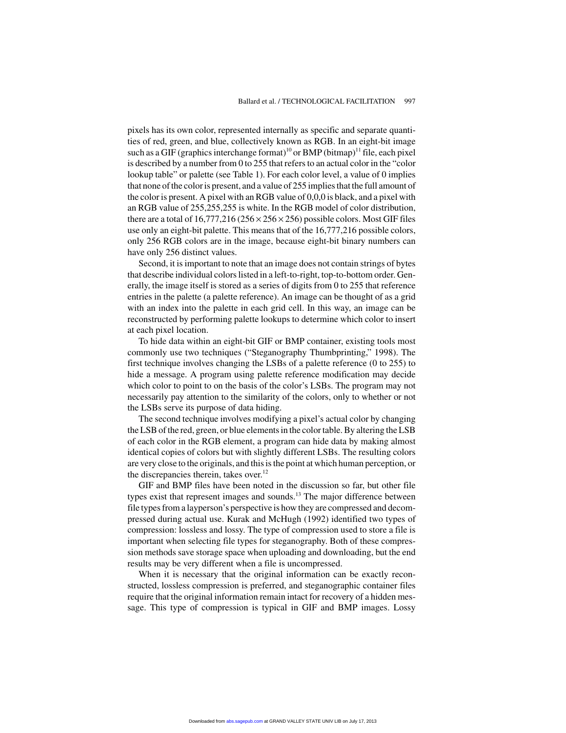pixels has its own color, represented internally as specific and separate quantities of red, green, and blue, collectively known as RGB. In an eight-bit image such as a GIF (graphics interchange format)[10] or BMP (bitmap)[11] file, each pixel is described by a number from 0 to 255 that refers to an actual color in the "color lookup table" or palette (see Table 1). For each color level, a value of 0 implies that none of the color is present, and a value of 255 implies that the full amount of the color is present. A pixel with an RGB value of 0,0,0 is black, and a pixel with an RGB value of 255,255,255 is white. In the RGB model of color distribution, there are a total of 16,777,216 ($256 \times 256 \times 256$) possible colors. Most GIF files use only an eight-bit palette. This means that of the 16,777,216 possible colors, only 256 RGB colors are in the image, because eight-bit binary numbers can have only 256 distinct values.

Second, it is important to note that an image does not contain strings of bytes that describe individual colors listed in a left-to-right, top-to-bottom order. Generally, the image itself is stored as a series of digits from 0 to 255 that reference entries in the palette (a palette reference). An image can be thought of as a grid with an index into the palette in each grid cell. In this way, an image can be reconstructed by performing palette lookups to determine which color to insert at each pixel location.

To hide data within an eight-bit GIF or BMP container, existing tools most commonly use two techniques ("Steganography Thumbprinting," 1998). The first technique involves changing the LSBs of a palette reference (0 to 255) to hide a message. A program using palette reference modification may decide which color to point to on the basis of the color's LSBs. The program may not necessarily pay attention to the similarity of the colors, only to whether or not the LSBs serve its purpose of data hiding.

The second technique involves modifying a pixel's actual color by changing the LSB of the red, green, or blue elements in the color table. By altering the LSB of each color in the RGB element, a program can hide data by making almost identical copies of colors but with slightly different LSBs. The resulting colors are very close to the originals, and this is the point at which human perception, or the discrepancies therein, takes over.[12]

GIF and BMP files have been noted in the discussion so far, but other file types exist that represent images and sounds.[13] The major difference between file types from a layperson's perspective is how they are compressed and decompressed during actual use. Kurak and McHugh (1992) identified two types of compression: lossless and lossy. The type of compression used to store a file is important when selecting file types for steganography. Both of these compression methods save storage space when uploading and downloading, but the end results may be very different when a file is uncompressed.

When it is necessary that the original information can be exactly reconstructed, lossless compression is preferred, and steganographic container files require that the original information remain intact for recovery of a hidden message. This type of compression is typical in GIF and BMP images. Lossy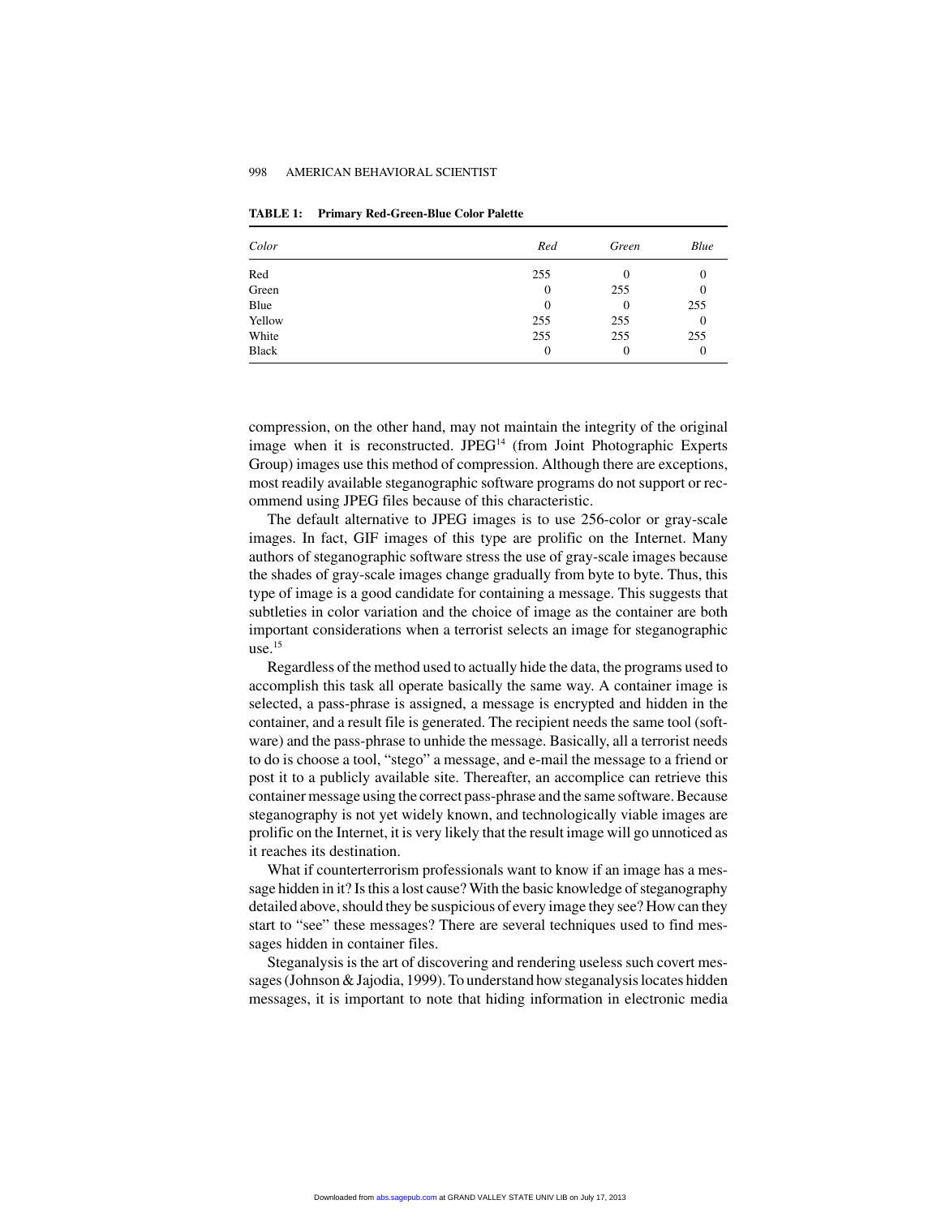**TABLE 1: Primary Red-Green-Blue Color Palette**

| *Color* | *Red* | *Green* | *Blue* |
|---|---|---|---|
| Red | 255 | 0 | 0 |
| Green | 0 | 255 | 0 |
| Blue | 0 | 0 | 255 |
| Yellow | 255 | 255 | 0 |
| White | 255 | 255 | 255 |
| Black | 0 | 0 | 0 |

compression, on the other hand, may not maintain the integrity of the original image when it is reconstructed. JPEG[14] (from Joint Photographic Experts Group) images use this method of compression. Although there are exceptions, most readily available steganographic software programs do not support or recommend using JPEG files because of this characteristic.

The default alternative to JPEG images is to use 256-color or gray-scale images. In fact, GIF images of this type are prolific on the Internet. Many authors of steganographic software stress the use of gray-scale images because the shades of gray-scale images change gradually from byte to byte. Thus, this type of image is a good candidate for containing a message. This suggests that subtleties in color variation and the choice of image as the container are both important considerations when a terrorist selects an image for steganographic use.[15]

Regardless of the method used to actually hide the data, the programs used to accomplish this task all operate basically the same way. A container image is selected, a pass-phrase is assigned, a message is encrypted and hidden in the container, and a result file is generated. The recipient needs the same tool (software) and the pass-phrase to unhide the message. Basically, all a terrorist needs to do is choose a tool, "stego" a message, and e-mail the message to a friend or post it to a publicly available site. Thereafter, an accomplice can retrieve this container message using the correct pass-phrase and the same software. Because steganography is not yet widely known, and technologically viable images are prolific on the Internet, it is very likely that the result image will go unnoticed as it reaches its destination.

What if counterterrorism professionals want to know if an image has a message hidden in it? Is this a lost cause? With the basic knowledge of steganography detailed above, should they be suspicious of every image they see? How can they start to "see" these messages? There are several techniques used to find messages hidden in container files.

Steganalysis is the art of discovering and rendering useless such covert messages (Johnson & Jajodia, 1999). To understand how steganalysis locates hidden messages, it is important to note that hiding information in electronic media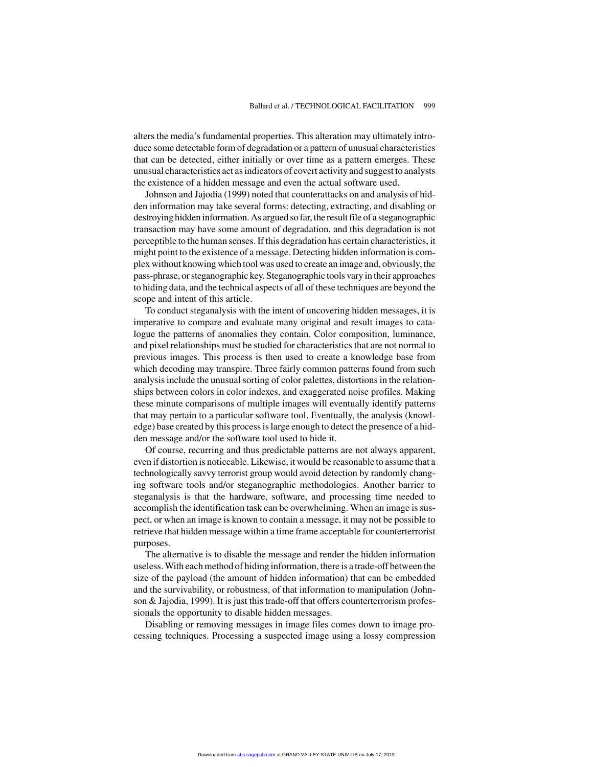alters the media's fundamental properties. This alteration may ultimately introduce some detectable form of degradation or a pattern of unusual characteristics that can be detected, either initially or over time as a pattern emerges. These unusual characteristics act as indicators of covert activity and suggest to analysts the existence of a hidden message and even the actual software used.

Johnson and Jajodia (1999) noted that counterattacks on and analysis of hidden information may take several forms: detecting, extracting, and disabling or destroying hidden information. As argued so far, the result file of a steganographic transaction may have some amount of degradation, and this degradation is not perceptible to the human senses. If this degradation has certain characteristics, it might point to the existence of a message. Detecting hidden information is complex without knowing which tool was used to create an image and, obviously, the pass-phrase, or steganographic key. Steganographic tools vary in their approaches to hiding data, and the technical aspects of all of these techniques are beyond the scope and intent of this article.

To conduct steganalysis with the intent of uncovering hidden messages, it is imperative to compare and evaluate many original and result images to catalogue the patterns of anomalies they contain. Color composition, luminance, and pixel relationships must be studied for characteristics that are not normal to previous images. This process is then used to create a knowledge base from which decoding may transpire. Three fairly common patterns found from such analysis include the unusual sorting of color palettes, distortions in the relationships between colors in color indexes, and exaggerated noise profiles. Making these minute comparisons of multiple images will eventually identify patterns that may pertain to a particular software tool. Eventually, the analysis (knowledge) base created by this process is large enough to detect the presence of a hidden message and/or the software tool used to hide it.

Of course, recurring and thus predictable patterns are not always apparent, even if distortion is noticeable. Likewise, it would be reasonable to assume that a technologically savvy terrorist group would avoid detection by randomly changing software tools and/or steganographic methodologies. Another barrier to steganalysis is that the hardware, software, and processing time needed to accomplish the identification task can be overwhelming. When an image is suspect, or when an image is known to contain a message, it may not be possible to retrieve that hidden message within a time frame acceptable for counterterrorist purposes.

The alternative is to disable the message and render the hidden information useless. With each method of hiding information, there is a trade-off between the size of the payload (the amount of hidden information) that can be embedded and the survivability, or robustness, of that information to manipulation (Johnson & Jajodia, 1999). It is just this trade-off that offers counterterrorism professionals the opportunity to disable hidden messages.

Disabling or removing messages in image files comes down to image processing techniques. Processing a suspected image using a lossy compression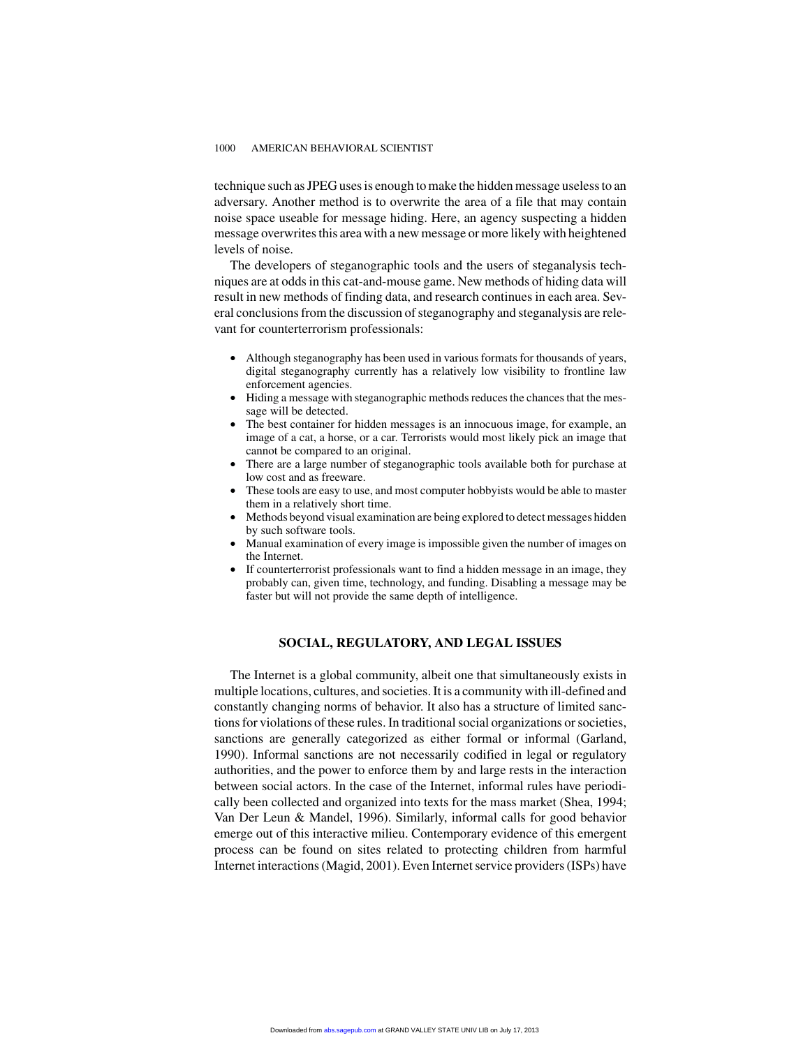technique such as JPEG uses is enough to make the hidden message useless to an adversary. Another method is to overwrite the area of a file that may contain noise space useable for message hiding. Here, an agency suspecting a hidden message overwrites this area with a new message or more likely with heightened levels of noise.

The developers of steganographic tools and the users of steganalysis techniques are at odds in this cat-and-mouse game. New methods of hiding data will result in new methods of finding data, and research continues in each area. Several conclusions from the discussion of steganography and steganalysis are relevant for counterterrorism professionals:

- Although steganography has been used in various formats for thousands of years, digital steganography currently has a relatively low visibility to frontline law enforcement agencies.
- Hiding a message with steganographic methods reduces the chances that the message will be detected.
- The best container for hidden messages is an innocuous image, for example, an image of a cat, a horse, or a car. Terrorists would most likely pick an image that cannot be compared to an original.
- There are a large number of steganographic tools available both for purchase at low cost and as freeware.
- These tools are easy to use, and most computer hobbyists would be able to master them in a relatively short time.
- Methods beyond visual examination are being explored to detect messages hidden by such software tools.
- Manual examination of every image is impossible given the number of images on the Internet.
- If counterterrorist professionals want to find a hidden message in an image, they probably can, given time, technology, and funding. Disabling a message may be faster but will not provide the same depth of intelligence.

## SOCIAL, REGULATORY, AND LEGAL ISSUES

The Internet is a global community, albeit one that simultaneously exists in multiple locations, cultures, and societies. It is a community with ill-defined and constantly changing norms of behavior. It also has a structure of limited sanctions for violations of these rules. In traditional social organizations or societies, sanctions are generally categorized as either formal or informal (Garland, 1990). Informal sanctions are not necessarily codified in legal or regulatory authorities, and the power to enforce them by and large rests in the interaction between social actors. In the case of the Internet, informal rules have periodically been collected and organized into texts for the mass market (Shea, 1994; Van Der Leun & Mandel, 1996). Similarly, informal calls for good behavior emerge out of this interactive milieu. Contemporary evidence of this emergent process can be found on sites related to protecting children from harmful Internet interactions (Magid, 2001). Even Internet service providers (ISPs) have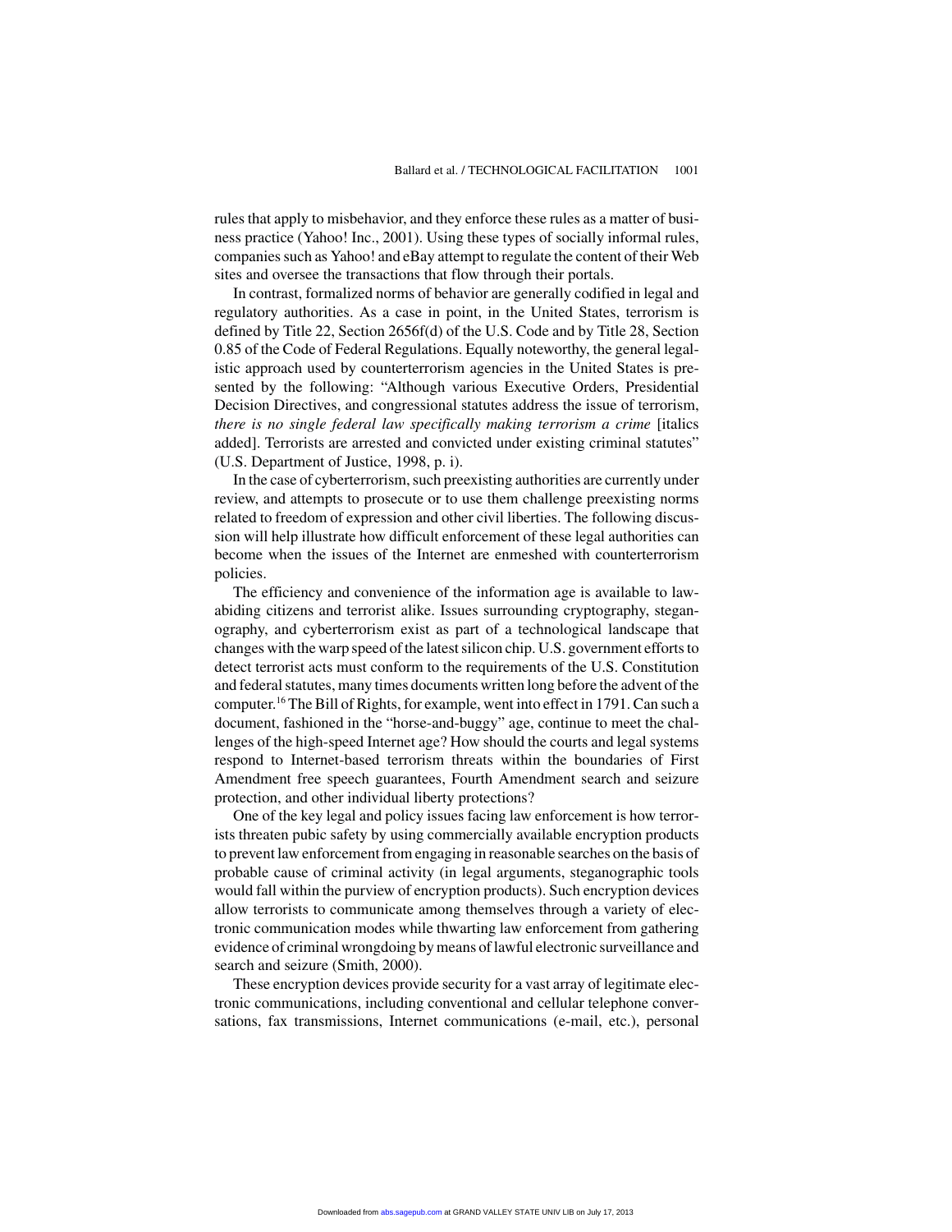rules that apply to misbehavior, and they enforce these rules as a matter of business practice (Yahoo! Inc., 2001). Using these types of socially informal rules, companies such as Yahoo! and eBay attempt to regulate the content of their Web sites and oversee the transactions that flow through their portals.

In contrast, formalized norms of behavior are generally codified in legal and regulatory authorities. As a case in point, in the United States, terrorism is defined by Title 22, Section 2656f(d) of the U.S. Code and by Title 28, Section 0.85 of the Code of Federal Regulations. Equally noteworthy, the general legalistic approach used by counterterrorism agencies in the United States is presented by the following: "Although various Executive Orders, Presidential Decision Directives, and congressional statutes address the issue of terrorism, *there is no single federal law specifically making terrorism a crime* [italics added]. Terrorists are arrested and convicted under existing criminal statutes" (U.S. Department of Justice, 1998, p. i).

In the case of cyberterrorism, such preexisting authorities are currently under review, and attempts to prosecute or to use them challenge preexisting norms related to freedom of expression and other civil liberties. The following discussion will help illustrate how difficult enforcement of these legal authorities can become when the issues of the Internet are enmeshed with counterterrorism policies.

The efficiency and convenience of the information age is available to law-abiding citizens and terrorist alike. Issues surrounding cryptography, steganography, and cyberterrorism exist as part of a technological landscape that changes with the warp speed of the latest silicon chip. U.S. government efforts to detect terrorist acts must conform to the requirements of the U.S. Constitution and federal statutes, many times documents written long before the advent of the computer.[16] The Bill of Rights, for example, went into effect in 1791. Can such a document, fashioned in the "horse-and-buggy" age, continue to meet the challenges of the high-speed Internet age? How should the courts and legal systems respond to Internet-based terrorism threats within the boundaries of First Amendment free speech guarantees, Fourth Amendment search and seizure protection, and other individual liberty protections?

One of the key legal and policy issues facing law enforcement is how terrorists threaten pubic safety by using commercially available encryption products to prevent law enforcement from engaging in reasonable searches on the basis of probable cause of criminal activity (in legal arguments, steganographic tools would fall within the purview of encryption products). Such encryption devices allow terrorists to communicate among themselves through a variety of electronic communication modes while thwarting law enforcement from gathering evidence of criminal wrongdoing by means of lawful electronic surveillance and search and seizure (Smith, 2000).

These encryption devices provide security for a vast array of legitimate electronic communications, including conventional and cellular telephone conversations, fax transmissions, Internet communications (e-mail, etc.), personal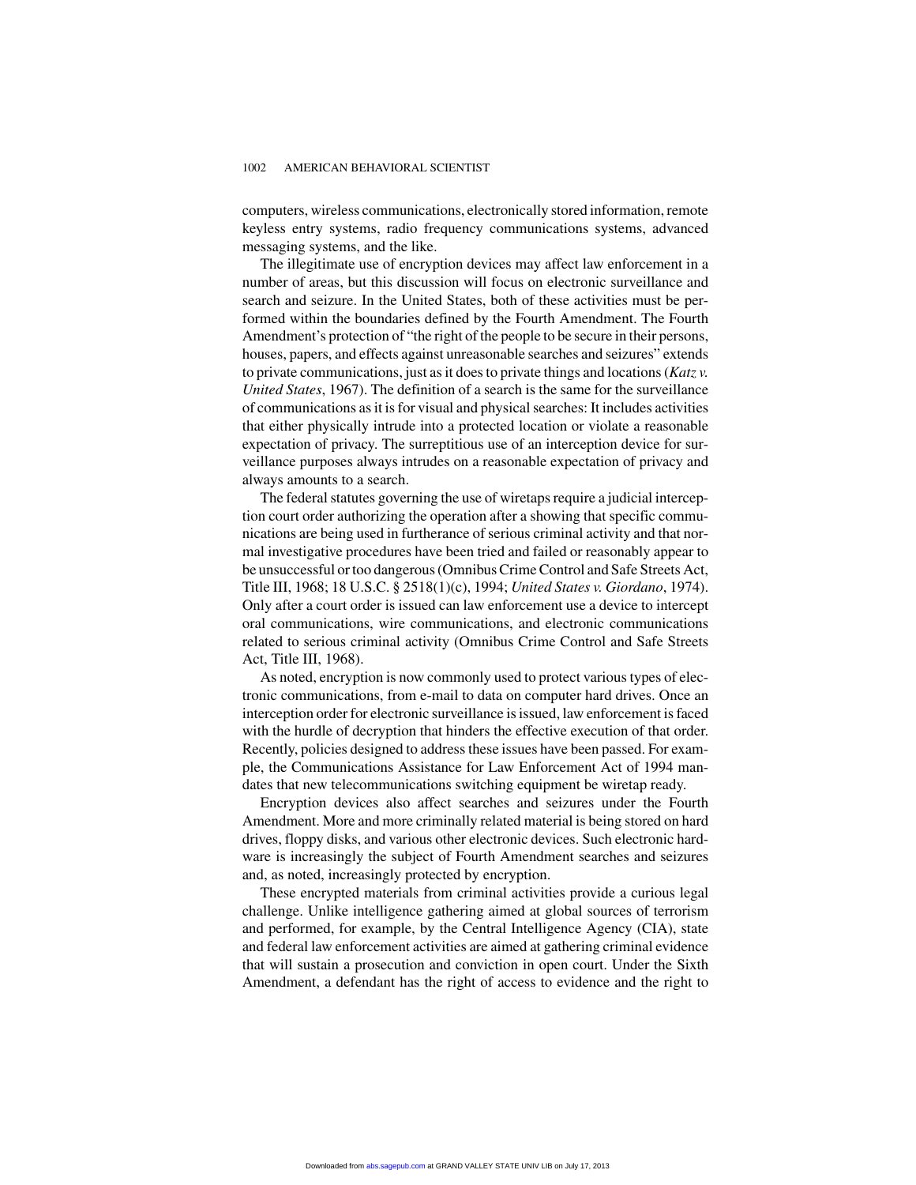computers, wireless communications, electronically stored information, remote keyless entry systems, radio frequency communications systems, advanced messaging systems, and the like.

The illegitimate use of encryption devices may affect law enforcement in a number of areas, but this discussion will focus on electronic surveillance and search and seizure. In the United States, both of these activities must be performed within the boundaries defined by the Fourth Amendment. The Fourth Amendment's protection of "the right of the people to be secure in their persons, houses, papers, and effects against unreasonable searches and seizures" extends to private communications, just as it does to private things and locations (*Katz v. United States*, 1967). The definition of a search is the same for the surveillance of communications as it is for visual and physical searches: It includes activities that either physically intrude into a protected location or violate a reasonable expectation of privacy. The surreptitious use of an interception device for surveillance purposes always intrudes on a reasonable expectation of privacy and always amounts to a search.

The federal statutes governing the use of wiretaps require a judicial interception court order authorizing the operation after a showing that specific communications are being used in furtherance of serious criminal activity and that normal investigative procedures have been tried and failed or reasonably appear to be unsuccessful or too dangerous (Omnibus Crime Control and Safe Streets Act, Title III, 1968; 18 U.S.C. § 2518(1)(c), 1994; *United States v. Giordano*, 1974). Only after a court order is issued can law enforcement use a device to intercept oral communications, wire communications, and electronic communications related to serious criminal activity (Omnibus Crime Control and Safe Streets Act, Title III, 1968).

As noted, encryption is now commonly used to protect various types of electronic communications, from e-mail to data on computer hard drives. Once an interception order for electronic surveillance is issued, law enforcement is faced with the hurdle of decryption that hinders the effective execution of that order. Recently, policies designed to address these issues have been passed. For example, the Communications Assistance for Law Enforcement Act of 1994 mandates that new telecommunications switching equipment be wiretap ready.

Encryption devices also affect searches and seizures under the Fourth Amendment. More and more criminally related material is being stored on hard drives, floppy disks, and various other electronic devices. Such electronic hardware is increasingly the subject of Fourth Amendment searches and seizures and, as noted, increasingly protected by encryption.

These encrypted materials from criminal activities provide a curious legal challenge. Unlike intelligence gathering aimed at global sources of terrorism and performed, for example, by the Central Intelligence Agency (CIA), state and federal law enforcement activities are aimed at gathering criminal evidence that will sustain a prosecution and conviction in open court. Under the Sixth Amendment, a defendant has the right of access to evidence and the right to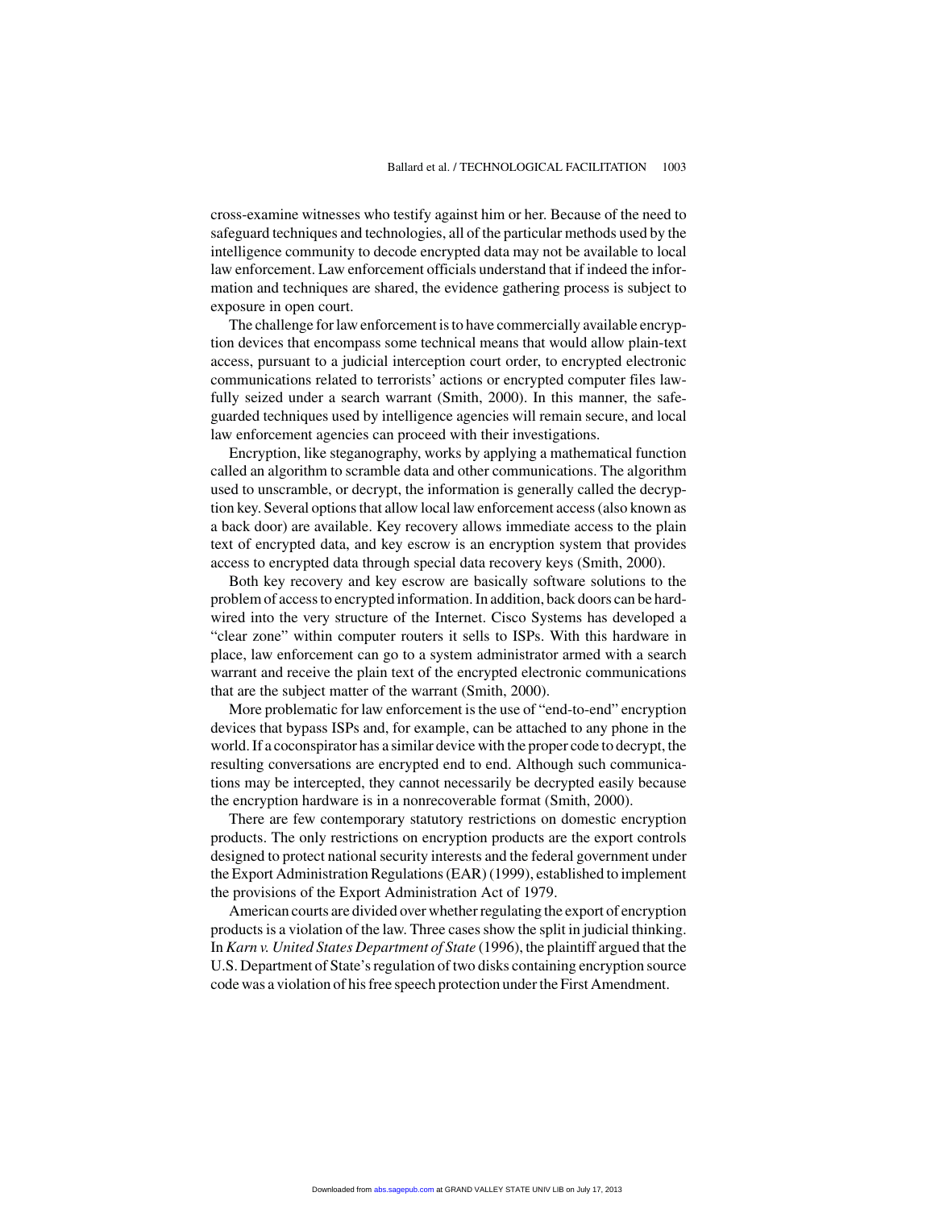cross-examine witnesses who testify against him or her. Because of the need to safeguard techniques and technologies, all of the particular methods used by the intelligence community to decode encrypted data may not be available to local law enforcement. Law enforcement officials understand that if indeed the information and techniques are shared, the evidence gathering process is subject to exposure in open court.

The challenge for law enforcement is to have commercially available encryption devices that encompass some technical means that would allow plain-text access, pursuant to a judicial interception court order, to encrypted electronic communications related to terrorists' actions or encrypted computer files lawfully seized under a search warrant (Smith, 2000). In this manner, the safeguarded techniques used by intelligence agencies will remain secure, and local law enforcement agencies can proceed with their investigations.

Encryption, like steganography, works by applying a mathematical function called an algorithm to scramble data and other communications. The algorithm used to unscramble, or decrypt, the information is generally called the decryption key. Several options that allow local law enforcement access (also known as a back door) are available. Key recovery allows immediate access to the plain text of encrypted data, and key escrow is an encryption system that provides access to encrypted data through special data recovery keys (Smith, 2000).

Both key recovery and key escrow are basically software solutions to the problem of access to encrypted information. In addition, back doors can be hardwired into the very structure of the Internet. Cisco Systems has developed a "clear zone" within computer routers it sells to ISPs. With this hardware in place, law enforcement can go to a system administrator armed with a search warrant and receive the plain text of the encrypted electronic communications that are the subject matter of the warrant (Smith, 2000).

More problematic for law enforcement is the use of "end-to-end" encryption devices that bypass ISPs and, for example, can be attached to any phone in the world. If a coconspirator has a similar device with the proper code to decrypt, the resulting conversations are encrypted end to end. Although such communications may be intercepted, they cannot necessarily be decrypted easily because the encryption hardware is in a nonrecoverable format (Smith, 2000).

There are few contemporary statutory restrictions on domestic encryption products. The only restrictions on encryption products are the export controls designed to protect national security interests and the federal government under the Export Administration Regulations (EAR) (1999), established to implement the provisions of the Export Administration Act of 1979.

American courts are divided over whether regulating the export of encryption products is a violation of the law. Three cases show the split in judicial thinking. In *Karn v. United States Department of State* (1996), the plaintiff argued that the U.S. Department of State's regulation of two disks containing encryption source code was a violation of his free speech protection under the First Amendment.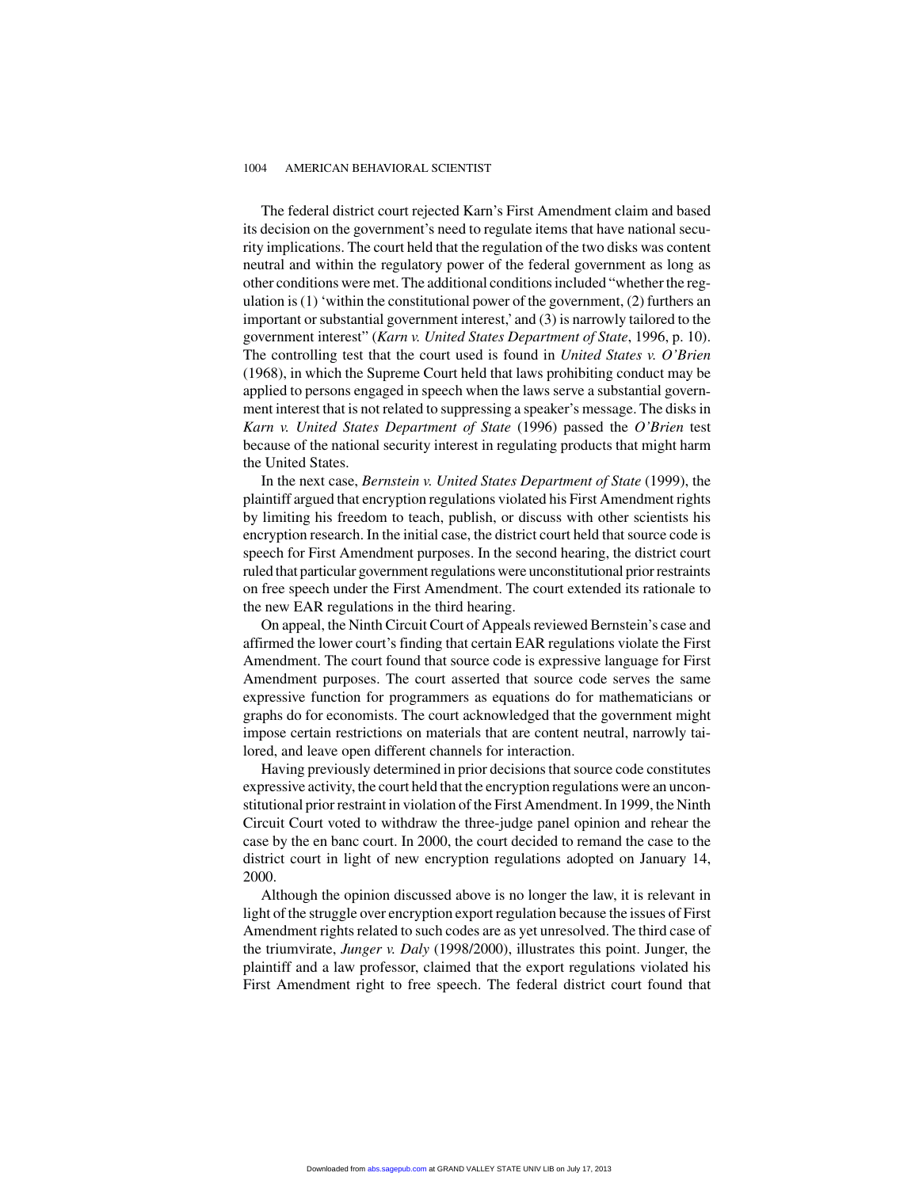The federal district court rejected Karn's First Amendment claim and based its decision on the government's need to regulate items that have national security implications. The court held that the regulation of the two disks was content neutral and within the regulatory power of the federal government as long as other conditions were met. The additional conditions included "whether the regulation is (1) 'within the constitutional power of the government, (2) furthers an important or substantial government interest,' and (3) is narrowly tailored to the government interest" (*Karn v. United States Department of State*, 1996, p. 10). The controlling test that the court used is found in *United States v. O'Brien* (1968), in which the Supreme Court held that laws prohibiting conduct may be applied to persons engaged in speech when the laws serve a substantial government interest that is not related to suppressing a speaker's message. The disks in *Karn v. United States Department of State* (1996) passed the *O'Brien* test because of the national security interest in regulating products that might harm the United States.

In the next case, *Bernstein v. United States Department of State* (1999), the plaintiff argued that encryption regulations violated his First Amendment rights by limiting his freedom to teach, publish, or discuss with other scientists his encryption research. In the initial case, the district court held that source code is speech for First Amendment purposes. In the second hearing, the district court ruled that particular government regulations were unconstitutional prior restraints on free speech under the First Amendment. The court extended its rationale to the new EAR regulations in the third hearing.

On appeal, the Ninth Circuit Court of Appeals reviewed Bernstein's case and affirmed the lower court's finding that certain EAR regulations violate the First Amendment. The court found that source code is expressive language for First Amendment purposes. The court asserted that source code serves the same expressive function for programmers as equations do for mathematicians or graphs do for economists. The court acknowledged that the government might impose certain restrictions on materials that are content neutral, narrowly tailored, and leave open different channels for interaction.

Having previously determined in prior decisions that source code constitutes expressive activity, the court held that the encryption regulations were an unconstitutional prior restraint in violation of the First Amendment. In 1999, the Ninth Circuit Court voted to withdraw the three-judge panel opinion and rehear the case by the en banc court. In 2000, the court decided to remand the case to the district court in light of new encryption regulations adopted on January 14, 2000.

Although the opinion discussed above is no longer the law, it is relevant in light of the struggle over encryption export regulation because the issues of First Amendment rights related to such codes are as yet unresolved. The third case of the triumvirate, *Junger v. Daly* (1998/2000), illustrates this point. Junger, the plaintiff and a law professor, claimed that the export regulations violated his First Amendment right to free speech. The federal district court found that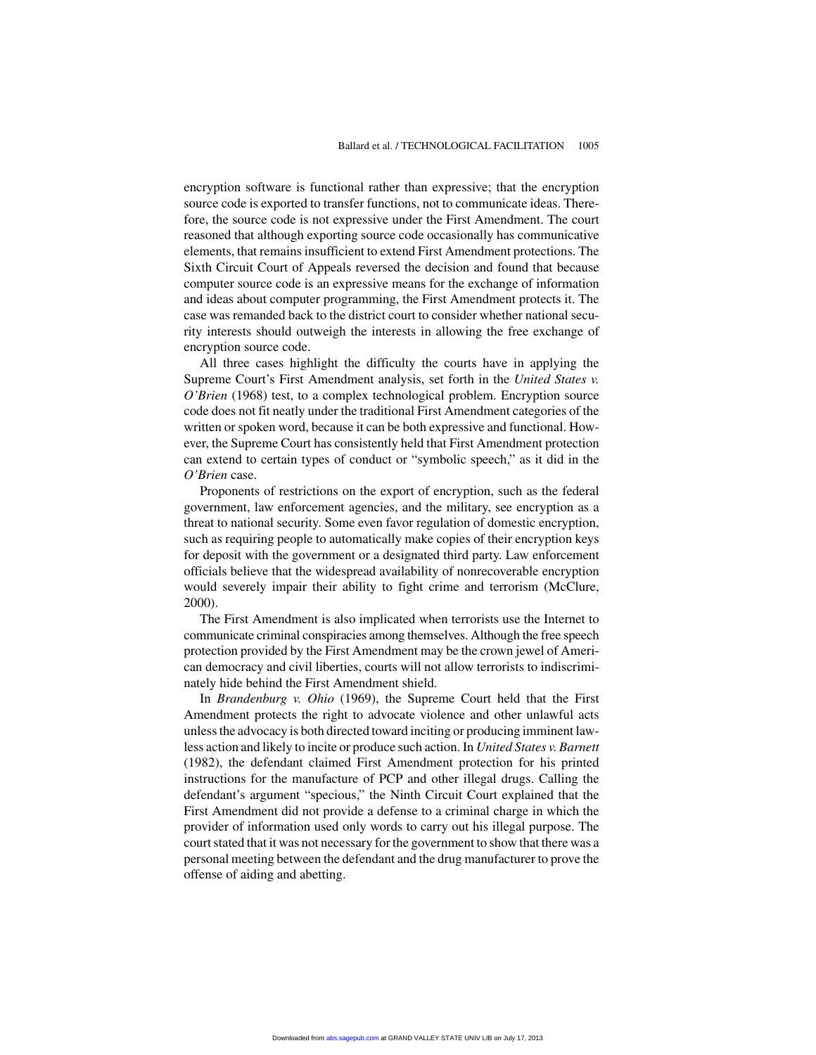encryption software is functional rather than expressive; that the encryption source code is exported to transfer functions, not to communicate ideas. Therefore, the source code is not expressive under the First Amendment. The court reasoned that although exporting source code occasionally has communicative elements, that remains insufficient to extend First Amendment protections. The Sixth Circuit Court of Appeals reversed the decision and found that because computer source code is an expressive means for the exchange of information and ideas about computer programming, the First Amendment protects it. The case was remanded back to the district court to consider whether national security interests should outweigh the interests in allowing the free exchange of encryption source code.

All three cases highlight the difficulty the courts have in applying the Supreme Court's First Amendment analysis, set forth in the *United States v. O'Brien* (1968) test, to a complex technological problem. Encryption source code does not fit neatly under the traditional First Amendment categories of the written or spoken word, because it can be both expressive and functional. However, the Supreme Court has consistently held that First Amendment protection can extend to certain types of conduct or "symbolic speech," as it did in the *O'Brien* case.

Proponents of restrictions on the export of encryption, such as the federal government, law enforcement agencies, and the military, see encryption as a threat to national security. Some even favor regulation of domestic encryption, such as requiring people to automatically make copies of their encryption keys for deposit with the government or a designated third party. Law enforcement officials believe that the widespread availability of nonrecoverable encryption would severely impair their ability to fight crime and terrorism (McClure, 2000).

The First Amendment is also implicated when terrorists use the Internet to communicate criminal conspiracies among themselves. Although the free speech protection provided by the First Amendment may be the crown jewel of American democracy and civil liberties, courts will not allow terrorists to indiscriminately hide behind the First Amendment shield.

In *Brandenburg v. Ohio* (1969), the Supreme Court held that the First Amendment protects the right to advocate violence and other unlawful acts unless the advocacy is both directed toward inciting or producing imminent lawless action and likely to incite or produce such action. In *United States v. Barnett* (1982), the defendant claimed First Amendment protection for his printed instructions for the manufacture of PCP and other illegal drugs. Calling the defendant's argument "specious," the Ninth Circuit Court explained that the First Amendment did not provide a defense to a criminal charge in which the provider of information used only words to carry out his illegal purpose. The court stated that it was not necessary for the government to show that there was a personal meeting between the defendant and the drug manufacturer to prove the offense of aiding and abetting.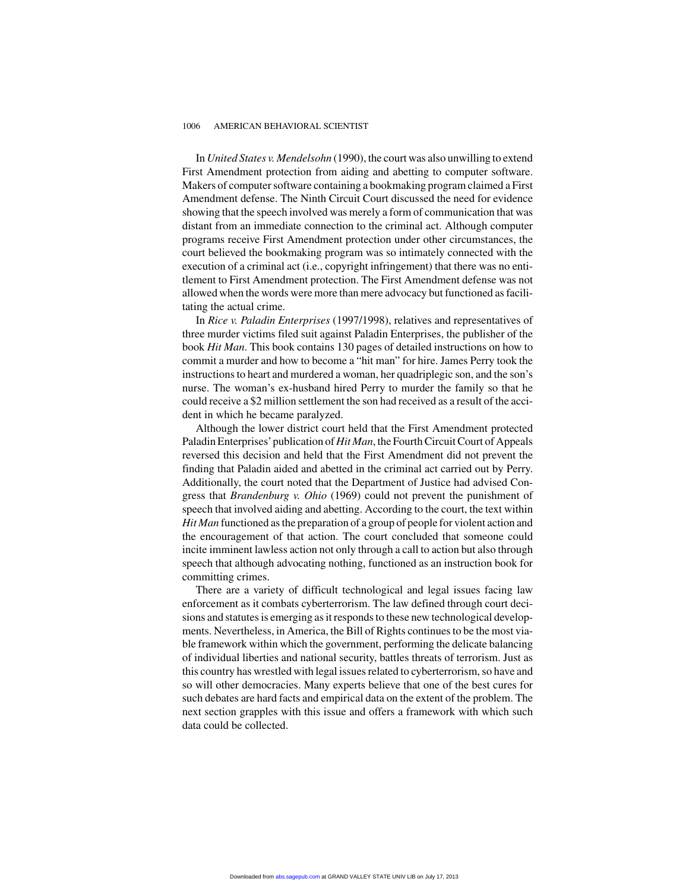In *United States v. Mendelsohn* (1990), the court was also unwilling to extend First Amendment protection from aiding and abetting to computer software. Makers of computer software containing a bookmaking program claimed a First Amendment defense. The Ninth Circuit Court discussed the need for evidence showing that the speech involved was merely a form of communication that was distant from an immediate connection to the criminal act. Although computer programs receive First Amendment protection under other circumstances, the court believed the bookmaking program was so intimately connected with the execution of a criminal act (i.e., copyright infringement) that there was no entitlement to First Amendment protection. The First Amendment defense was not allowed when the words were more than mere advocacy but functioned as facilitating the actual crime.

In *Rice v. Paladin Enterprises* (1997/1998), relatives and representatives of three murder victims filed suit against Paladin Enterprises, the publisher of the book *Hit Man*. This book contains 130 pages of detailed instructions on how to commit a murder and how to become a "hit man" for hire. James Perry took the instructions to heart and murdered a woman, her quadriplegic son, and the son's nurse. The woman's ex-husband hired Perry to murder the family so that he could receive a $2 million settlement the son had received as a result of the accident in which he became paralyzed.

Although the lower district court held that the First Amendment protected Paladin Enterprises' publication of *Hit Man*, the Fourth Circuit Court of Appeals reversed this decision and held that the First Amendment did not prevent the finding that Paladin aided and abetted in the criminal act carried out by Perry. Additionally, the court noted that the Department of Justice had advised Congress that *Brandenburg v. Ohio* (1969) could not prevent the punishment of speech that involved aiding and abetting. According to the court, the text within *Hit Man* functioned as the preparation of a group of people for violent action and the encouragement of that action. The court concluded that someone could incite imminent lawless action not only through a call to action but also through speech that although advocating nothing, functioned as an instruction book for committing crimes.

There are a variety of difficult technological and legal issues facing law enforcement as it combats cyberterrorism. The law defined through court decisions and statutes is emerging as it responds to these new technological developments. Nevertheless, in America, the Bill of Rights continues to be the most viable framework within which the government, performing the delicate balancing of individual liberties and national security, battles threats of terrorism. Just as this country has wrestled with legal issues related to cyberterrorism, so have and so will other democracies. Many experts believe that one of the best cures for such debates are hard facts and empirical data on the extent of the problem. The next section grapples with this issue and offers a framework with which such data could be collected.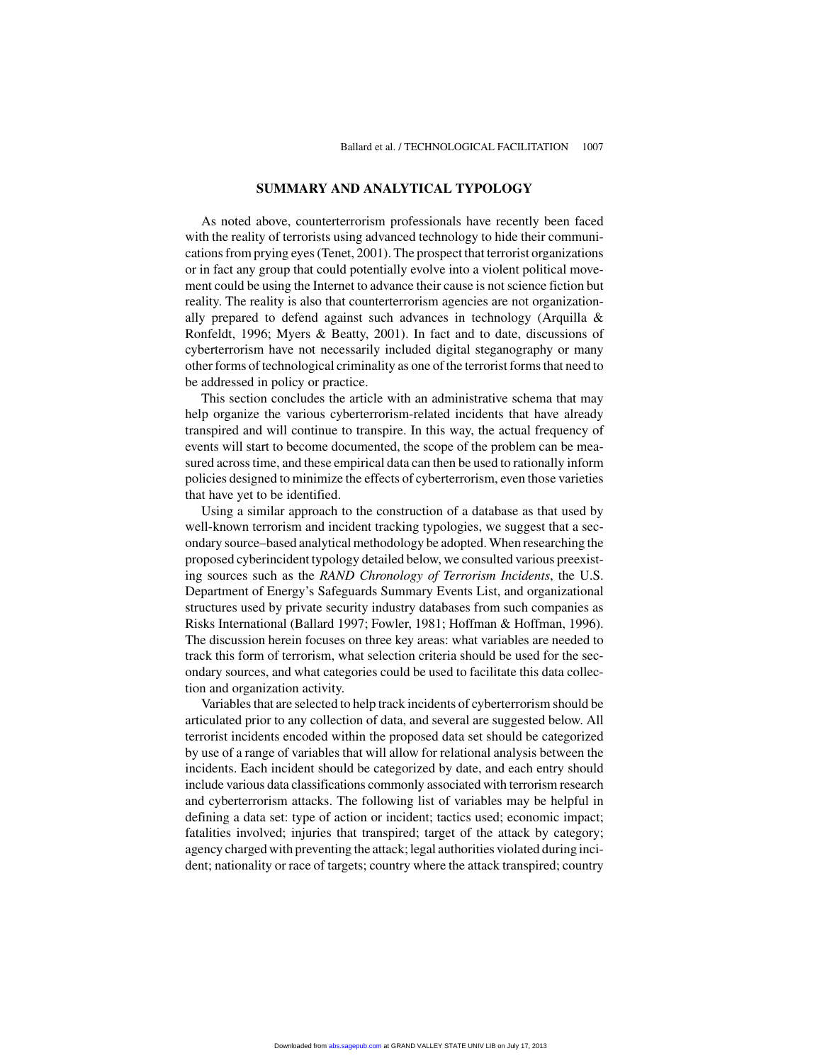## SUMMARY AND ANALYTICAL TYPOLOGY

As noted above, counterterrorism professionals have recently been faced with the reality of terrorists using advanced technology to hide their communications from prying eyes (Tenet, 2001). The prospect that terrorist organizations or in fact any group that could potentially evolve into a violent political movement could be using the Internet to advance their cause is not science fiction but reality. The reality is also that counterterrorism agencies are not organizationally prepared to defend against such advances in technology (Arquilla & Ronfeldt, 1996; Myers & Beatty, 2001). In fact and to date, discussions of cyberterrorism have not necessarily included digital steganography or many other forms of technological criminality as one of the terrorist forms that need to be addressed in policy or practice.

This section concludes the article with an administrative schema that may help organize the various cyberterrorism-related incidents that have already transpired and will continue to transpire. In this way, the actual frequency of events will start to become documented, the scope of the problem can be measured across time, and these empirical data can then be used to rationally inform policies designed to minimize the effects of cyberterrorism, even those varieties that have yet to be identified.

Using a similar approach to the construction of a database as that used by well-known terrorism and incident tracking typologies, we suggest that a secondary source–based analytical methodology be adopted. When researching the proposed cyberincident typology detailed below, we consulted various preexisting sources such as the *RAND Chronology of Terrorism Incidents*, the U.S. Department of Energy's Safeguards Summary Events List, and organizational structures used by private security industry databases from such companies as Risks International (Ballard 1997; Fowler, 1981; Hoffman & Hoffman, 1996). The discussion herein focuses on three key areas: what variables are needed to track this form of terrorism, what selection criteria should be used for the secondary sources, and what categories could be used to facilitate this data collection and organization activity.

Variables that are selected to help track incidents of cyberterrorism should be articulated prior to any collection of data, and several are suggested below. All terrorist incidents encoded within the proposed data set should be categorized by use of a range of variables that will allow for relational analysis between the incidents. Each incident should be categorized by date, and each entry should include various data classifications commonly associated with terrorism research and cyberterrorism attacks. The following list of variables may be helpful in defining a data set: type of action or incident; tactics used; economic impact; fatalities involved; injuries that transpired; target of the attack by category; agency charged with preventing the attack; legal authorities violated during incident; nationality or race of targets; country where the attack transpired; country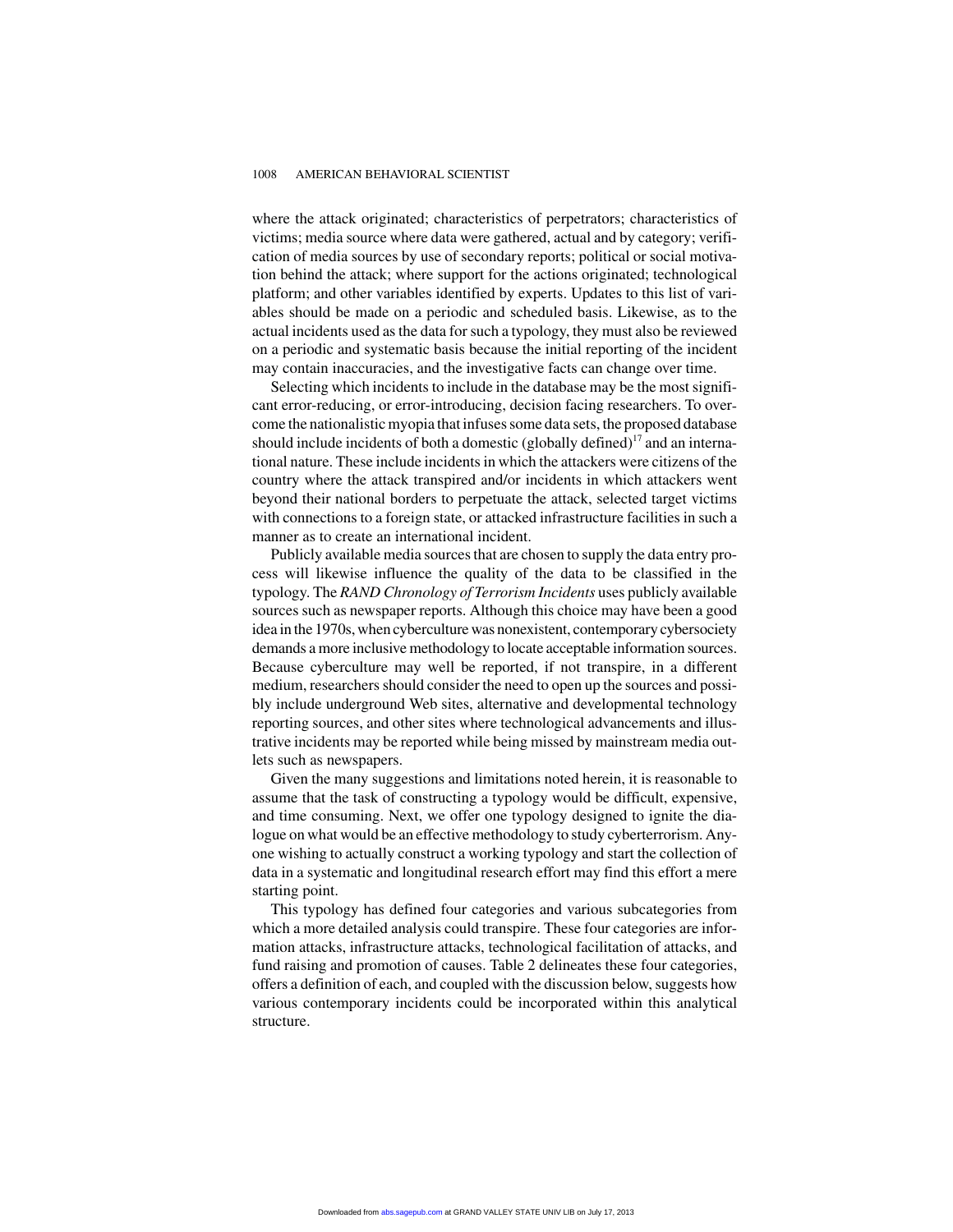where the attack originated; characteristics of perpetrators; characteristics of victims; media source where data were gathered, actual and by category; verification of media sources by use of secondary reports; political or social motivation behind the attack; where support for the actions originated; technological platform; and other variables identified by experts. Updates to this list of variables should be made on a periodic and scheduled basis. Likewise, as to the actual incidents used as the data for such a typology, they must also be reviewed on a periodic and systematic basis because the initial reporting of the incident may contain inaccuracies, and the investigative facts can change over time.

Selecting which incidents to include in the database may be the most significant error-reducing, or error-introducing, decision facing researchers. To overcome the nationalistic myopia that infuses some data sets, the proposed database should include incidents of both a domestic (globally defined)[17] and an international nature. These include incidents in which the attackers were citizens of the country where the attack transpired and/or incidents in which attackers went beyond their national borders to perpetuate the attack, selected target victims with connections to a foreign state, or attacked infrastructure facilities in such a manner as to create an international incident.

Publicly available media sources that are chosen to supply the data entry process will likewise influence the quality of the data to be classified in the typology. The *RAND Chronology of Terrorism Incidents* uses publicly available sources such as newspaper reports. Although this choice may have been a good idea in the 1970s, when cyberculture was nonexistent, contemporary cybersociety demands a more inclusive methodology to locate acceptable information sources. Because cyberculture may well be reported, if not transpire, in a different medium, researchers should consider the need to open up the sources and possibly include underground Web sites, alternative and developmental technology reporting sources, and other sites where technological advancements and illustrative incidents may be reported while being missed by mainstream media outlets such as newspapers.

Given the many suggestions and limitations noted herein, it is reasonable to assume that the task of constructing a typology would be difficult, expensive, and time consuming. Next, we offer one typology designed to ignite the dialogue on what would be an effective methodology to study cyberterrorism. Anyone wishing to actually construct a working typology and start the collection of data in a systematic and longitudinal research effort may find this effort a mere starting point.

This typology has defined four categories and various subcategories from which a more detailed analysis could transpire. These four categories are information attacks, infrastructure attacks, technological facilitation of attacks, and fund raising and promotion of causes. Table 2 delineates these four categories, offers a definition of each, and coupled with the discussion below, suggests how various contemporary incidents could be incorporated within this analytical structure.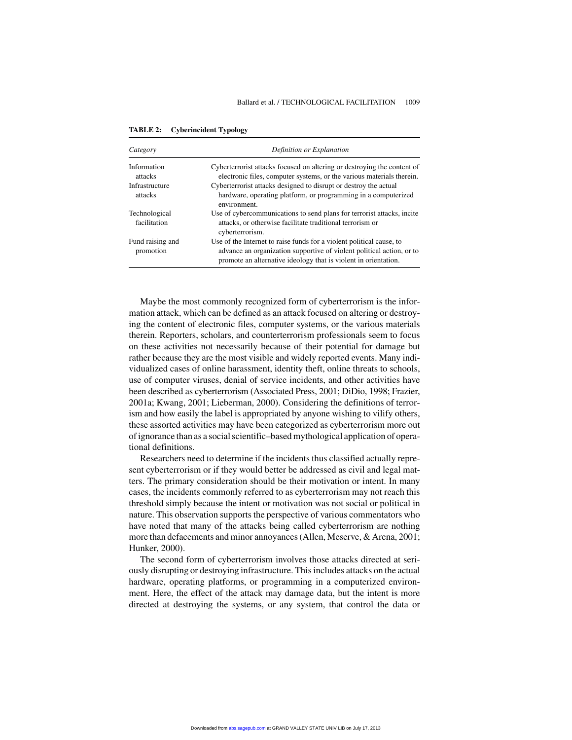**TABLE 2: Cyberincident Typology**

| *Category* | *Definition or Explanation* |
|---|---|
| Information attacks | Cyberterrorist attacks focused on altering or destroying the content of electronic files, computer systems, or the various materials therein. |
| Infrastructure attacks | Cyberterrorist attacks designed to disrupt or destroy the actual hardware, operating platform, or programming in a computerized environment. |
| Technological facilitation | Use of cybercommunications to send plans for terrorist attacks, incite attacks, or otherwise facilitate traditional terrorism or cyberterrorism. |
| Fund raising and promotion | Use of the Internet to raise funds for a violent political cause, to advance an organization supportive of violent political action, or to promote an alternative ideology that is violent in orientation. |

Maybe the most commonly recognized form of cyberterrorism is the information attack, which can be defined as an attack focused on altering or destroying the content of electronic files, computer systems, or the various materials therein. Reporters, scholars, and counterterrorism professionals seem to focus on these activities not necessarily because of their potential for damage but rather because they are the most visible and widely reported events. Many individualized cases of online harassment, identity theft, online threats to schools, use of computer viruses, denial of service incidents, and other activities have been described as cyberterrorism (Associated Press, 2001; DiDio, 1998; Frazier, 2001a; Kwang, 2001; Lieberman, 2000). Considering the definitions of terrorism and how easily the label is appropriated by anyone wishing to vilify others, these assorted activities may have been categorized as cyberterrorism more out of ignorance than as a social scientific–based mythological application of operational definitions.

Researchers need to determine if the incidents thus classified actually represent cyberterrorism or if they would better be addressed as civil and legal matters. The primary consideration should be their motivation or intent. In many cases, the incidents commonly referred to as cyberterrorism may not reach this threshold simply because the intent or motivation was not social or political in nature. This observation supports the perspective of various commentators who have noted that many of the attacks being called cyberterrorism are nothing more than defacements and minor annoyances (Allen, Meserve, & Arena, 2001; Hunker, 2000).

The second form of cyberterrorism involves those attacks directed at seriously disrupting or destroying infrastructure. This includes attacks on the actual hardware, operating platforms, or programming in a computerized environment. Here, the effect of the attack may damage data, but the intent is more directed at destroying the systems, or any system, that control the data or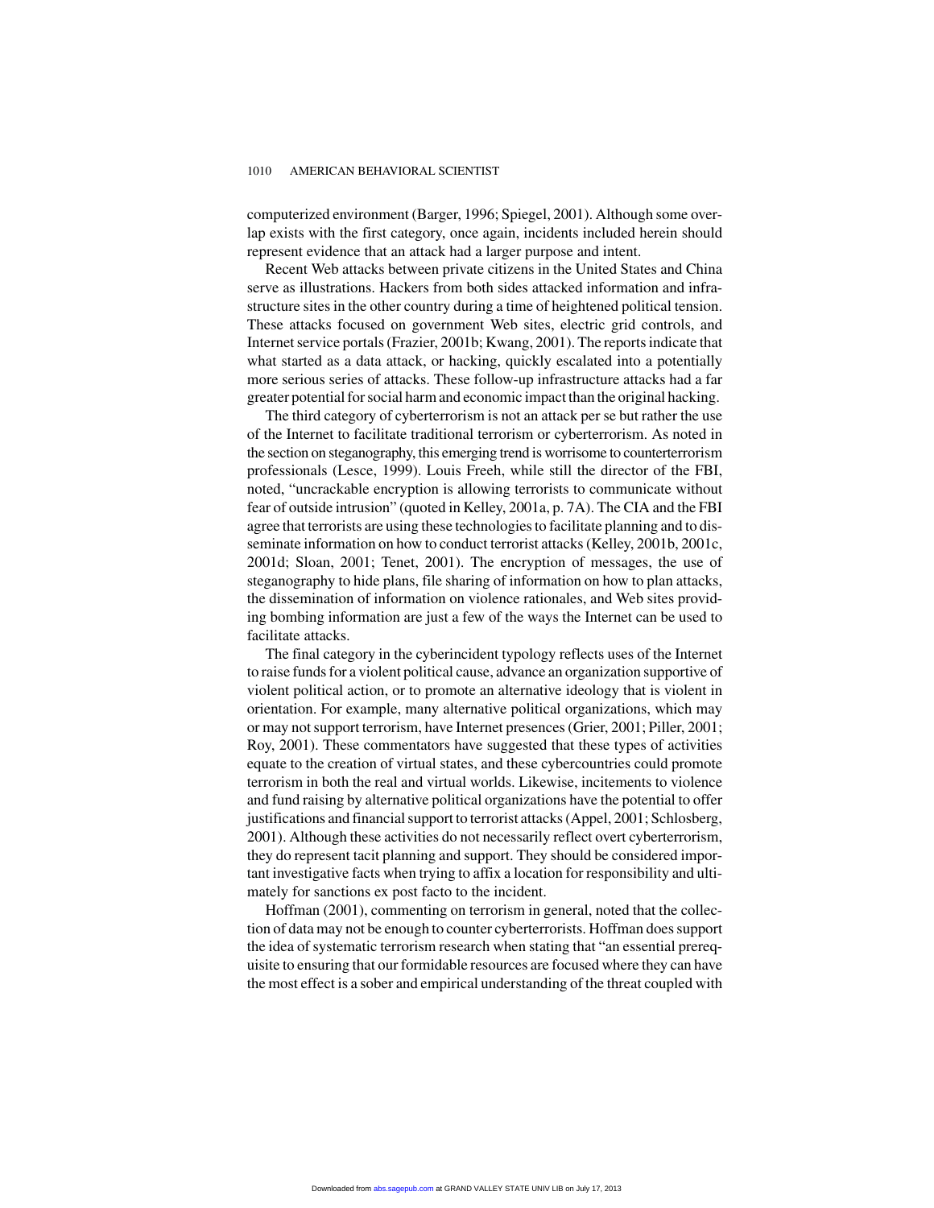computerized environment (Barger, 1996; Spiegel, 2001). Although some overlap exists with the first category, once again, incidents included herein should represent evidence that an attack had a larger purpose and intent.

Recent Web attacks between private citizens in the United States and China serve as illustrations. Hackers from both sides attacked information and infrastructure sites in the other country during a time of heightened political tension. These attacks focused on government Web sites, electric grid controls, and Internet service portals (Frazier, 2001b; Kwang, 2001). The reports indicate that what started as a data attack, or hacking, quickly escalated into a potentially more serious series of attacks. These follow-up infrastructure attacks had a far greater potential for social harm and economic impact than the original hacking.

The third category of cyberterrorism is not an attack per se but rather the use of the Internet to facilitate traditional terrorism or cyberterrorism. As noted in the section on steganography, this emerging trend is worrisome to counterterrorism professionals (Lesce, 1999). Louis Freeh, while still the director of the FBI, noted, "uncrackable encryption is allowing terrorists to communicate without fear of outside intrusion" (quoted in Kelley, 2001a, p. 7A). The CIA and the FBI agree that terrorists are using these technologies to facilitate planning and to disseminate information on how to conduct terrorist attacks (Kelley, 2001b, 2001c, 2001d; Sloan, 2001; Tenet, 2001). The encryption of messages, the use of steganography to hide plans, file sharing of information on how to plan attacks, the dissemination of information on violence rationales, and Web sites providing bombing information are just a few of the ways the Internet can be used to facilitate attacks.

The final category in the cyberincident typology reflects uses of the Internet to raise funds for a violent political cause, advance an organization supportive of violent political action, or to promote an alternative ideology that is violent in orientation. For example, many alternative political organizations, which may or may not support terrorism, have Internet presences (Grier, 2001; Piller, 2001; Roy, 2001). These commentators have suggested that these types of activities equate to the creation of virtual states, and these cybercountries could promote terrorism in both the real and virtual worlds. Likewise, incitements to violence and fund raising by alternative political organizations have the potential to offer justifications and financial support to terrorist attacks (Appel, 2001; Schlosberg, 2001). Although these activities do not necessarily reflect overt cyberterrorism, they do represent tacit planning and support. They should be considered important investigative facts when trying to affix a location for responsibility and ultimately for sanctions ex post facto to the incident.

Hoffman (2001), commenting on terrorism in general, noted that the collection of data may not be enough to counter cyberterrorists. Hoffman does support the idea of systematic terrorism research when stating that "an essential prerequisite to ensuring that our formidable resources are focused where they can have the most effect is a sober and empirical understanding of the threat coupled with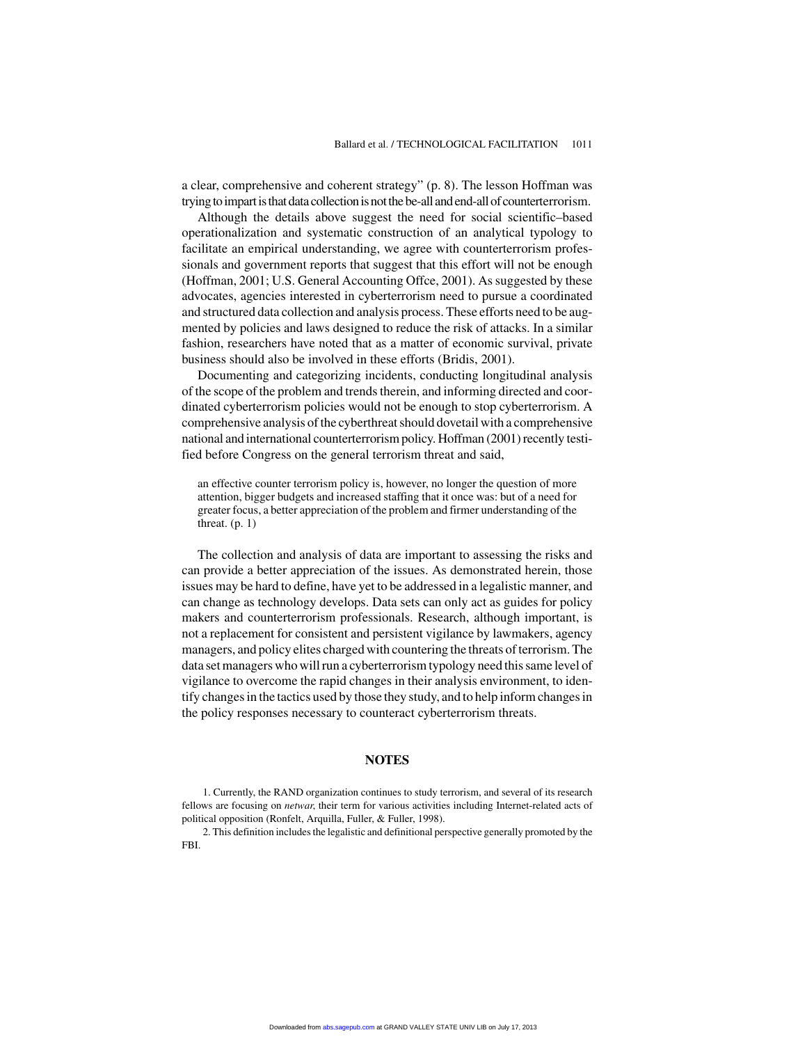a clear, comprehensive and coherent strategy" (p. 8). The lesson Hoffman was trying to impart is that data collection is not the be-all and end-all of counterterrorism.

Although the details above suggest the need for social scientific–based operationalization and systematic construction of an analytical typology to facilitate an empirical understanding, we agree with counterterrorism professionals and government reports that suggest that this effort will not be enough (Hoffman, 2001; U.S. General Accounting Offce, 2001). As suggested by these advocates, agencies interested in cyberterrorism need to pursue a coordinated and structured data collection and analysis process. These efforts need to be augmented by policies and laws designed to reduce the risk of attacks. In a similar fashion, researchers have noted that as a matter of economic survival, private business should also be involved in these efforts (Bridis, 2001).

Documenting and categorizing incidents, conducting longitudinal analysis of the scope of the problem and trends therein, and informing directed and coordinated cyberterrorism policies would not be enough to stop cyberterrorism. A comprehensive analysis of the cyberthreat should dovetail with a comprehensive national and international counterterrorism policy. Hoffman (2001) recently testified before Congress on the general terrorism threat and said,

> an effective counter terrorism policy is, however, no longer the question of more attention, bigger budgets and increased staffing that it once was: but of a need for greater focus, a better appreciation of the problem and firmer understanding of the threat. (p. 1)

The collection and analysis of data are important to assessing the risks and can provide a better appreciation of the issues. As demonstrated herein, those issues may be hard to define, have yet to be addressed in a legalistic manner, and can change as technology develops. Data sets can only act as guides for policy makers and counterterrorism professionals. Research, although important, is not a replacement for consistent and persistent vigilance by lawmakers, agency managers, and policy elites charged with countering the threats of terrorism. The data set managers who will run a cyberterrorism typology need this same level of vigilance to overcome the rapid changes in their analysis environment, to identify changes in the tactics used by those they study, and to help inform changes in the policy responses necessary to counteract cyberterrorism threats.

## NOTES

1. Currently, the RAND organization continues to study terrorism, and several of its research fellows are focusing on *netwar*, their term for various activities including Internet-related acts of political opposition (Ronfelt, Arquilla, Fuller, & Fuller, 1998).

2. This definition includes the legalistic and definitional perspective generally promoted by the FBI.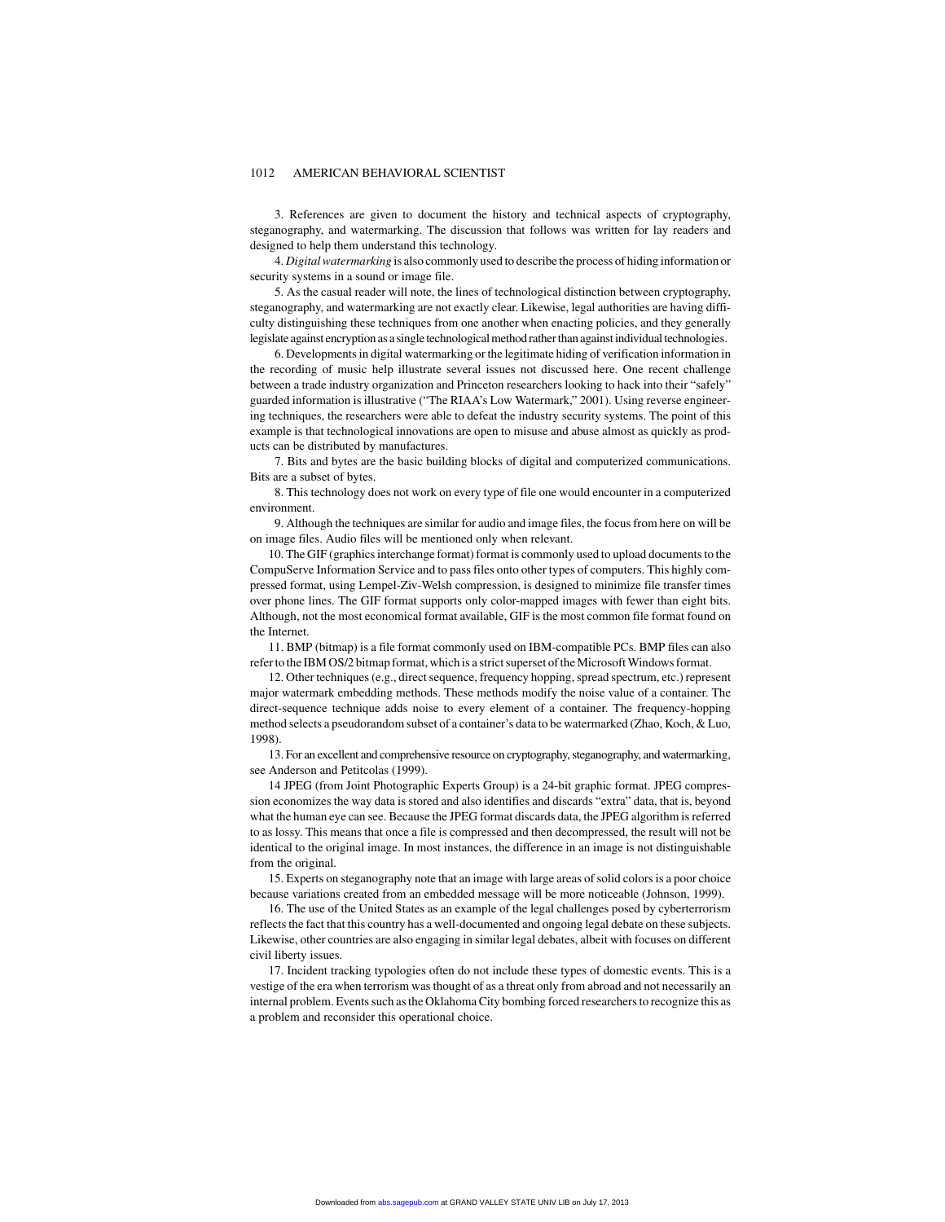3. References are given to document the history and technical aspects of cryptography, steganography, and watermarking. The discussion that follows was written for lay readers and designed to help them understand this technology.

4. *Digital watermarking* is also commonly used to describe the process of hiding information or security systems in a sound or image file.

5. As the casual reader will note, the lines of technological distinction between cryptography, steganography, and watermarking are not exactly clear. Likewise, legal authorities are having difficulty distinguishing these techniques from one another when enacting policies, and they generally legislate against encryption as a single technological method rather than against individual technologies.

6. Developments in digital watermarking or the legitimate hiding of verification information in the recording of music help illustrate several issues not discussed here. One recent challenge between a trade industry organization and Princeton researchers looking to hack into their "safely" guarded information is illustrative ("The RIAA's Low Watermark," 2001). Using reverse engineering techniques, the researchers were able to defeat the industry security systems. The point of this example is that technological innovations are open to misuse and abuse almost as quickly as products can be distributed by manufactures.

7. Bits and bytes are the basic building blocks of digital and computerized communications. Bits are a subset of bytes.

8. This technology does not work on every type of file one would encounter in a computerized environment.

9. Although the techniques are similar for audio and image files, the focus from here on will be on image files. Audio files will be mentioned only when relevant.

10. The GIF (graphics interchange format) format is commonly used to upload documents to the CompuServe Information Service and to pass files onto other types of computers. This highly compressed format, using Lempel-Ziv-Welsh compression, is designed to minimize file transfer times over phone lines. The GIF format supports only color-mapped images with fewer than eight bits. Although, not the most economical format available, GIF is the most common file format found on the Internet.

11. BMP (bitmap) is a file format commonly used on IBM-compatible PCs. BMP files can also refer to the IBM OS/2 bitmap format, which is a strict superset of the Microsoft Windows format.

12. Other techniques (e.g., direct sequence, frequency hopping, spread spectrum, etc.) represent major watermark embedding methods. These methods modify the noise value of a container. The direct-sequence technique adds noise to every element of a container. The frequency-hopping method selects a pseudorandom subset of a container's data to be watermarked (Zhao, Koch, & Luo, 1998).

13. For an excellent and comprehensive resource on cryptography, steganography, and watermarking, see Anderson and Petitcolas (1999).

14 JPEG (from Joint Photographic Experts Group) is a 24-bit graphic format. JPEG compression economizes the way data is stored and also identifies and discards "extra" data, that is, beyond what the human eye can see. Because the JPEG format discards data, the JPEG algorithm is referred to as lossy. This means that once a file is compressed and then decompressed, the result will not be identical to the original image. In most instances, the difference in an image is not distinguishable from the original.

15. Experts on steganography note that an image with large areas of solid colors is a poor choice because variations created from an embedded message will be more noticeable (Johnson, 1999).

16. The use of the United States as an example of the legal challenges posed by cyberterrorism reflects the fact that this country has a well-documented and ongoing legal debate on these subjects. Likewise, other countries are also engaging in similar legal debates, albeit with focuses on different civil liberty issues.

17. Incident tracking typologies often do not include these types of domestic events. This is a vestige of the era when terrorism was thought of as a threat only from abroad and not necessarily an internal problem. Events such as the Oklahoma City bombing forced researchers to recognize this as a problem and reconsider this operational choice.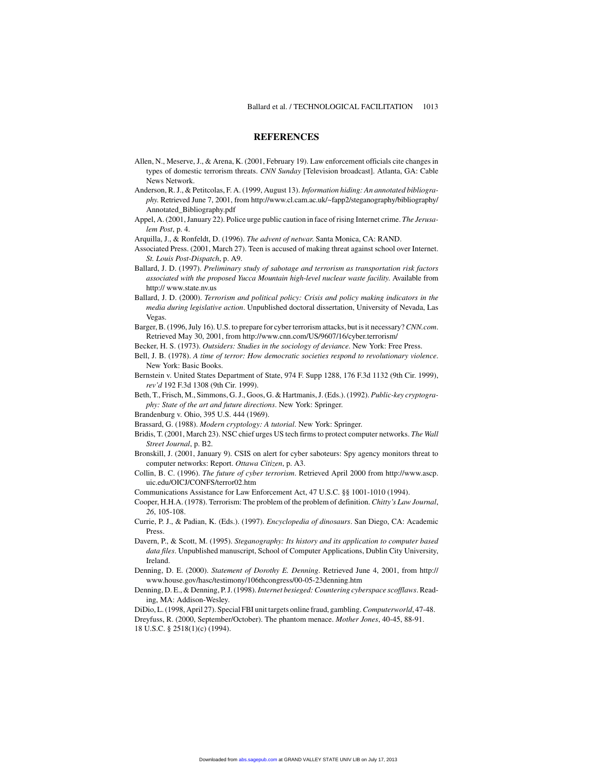## REFERENCES

Allen, N., Meserve, J., & Arena, K. (2001, February 19). Law enforcement officials cite changes in types of domestic terrorism threats. *CNN Sunday* [Television broadcast]. Atlanta, GA: Cable News Network.

Anderson, R. J., & Petitcolas, F. A. (1999, August 13). *Information hiding: An annotated bibliography*. Retrieved June 7, 2001, from http://www.cl.cam.ac.uk/~fapp2/steganography/bibliography/Annotated_Bibliography.pdf

Appel, A. (2001, January 22). Police urge public caution in face of rising Internet crime. *The Jerusalem Post*, p. 4.

Arquilla, J., & Ronfeldt, D. (1996). *The advent of netwar.* Santa Monica, CA: RAND.

Associated Press. (2001, March 27). Teen is accused of making threat against school over Internet. *St. Louis Post-Dispatch*, p. A9.

Ballard, J. D. (1997). *Preliminary study of sabotage and terrorism as transportation risk factors associated with the proposed Yucca Mountain high-level nuclear waste facility.* Available from http:// www.state.nv.us

Ballard, J. D. (2000). *Terrorism and political policy: Crisis and policy making indicators in the media during legislative action*. Unpublished doctoral dissertation, University of Nevada, Las Vegas.

Barger, B. (1996, July 16). U.S. to prepare for cyber terrorism attacks, but is it necessary? *CNN.com*. Retrieved May 30, 2001, from http://www.cnn.com/US/9607/16/cyber.terrorism/

Becker, H. S. (1973). *Outsiders: Studies in the sociology of deviance*. New York: Free Press.

Bell, J. B. (1978). *A time of terror: How democratic societies respond to revolutionary violence*. New York: Basic Books.

Bernstein v. United States Department of State, 974 F. Supp 1288, 176 F.3d 1132 (9th Cir. 1999), *rev'd* 192 F.3d 1308 (9th Cir. 1999).

Beth, T., Frisch, M., Simmons, G. J., Goos, G. & Hartmanis, J. (Eds.). (1992). *Public-key cryptography: State of the art and future directions*. New York: Springer.

Brandenburg v. Ohio, 395 U.S. 444 (1969).

Brassard, G. (1988). *Modern cryptology: A tutorial*. New York: Springer.

Bridis, T. (2001, March 23). NSC chief urges US tech firms to protect computer networks. *The Wall Street Journal*, p. B2.

Bronskill, J. (2001, January 9). CSIS on alert for cyber saboteurs: Spy agency monitors threat to computer networks: Report. *Ottawa Citizen*, p. A3.

Collin, B. C. (1996). *The future of cyber terrorism*. Retrieved April 2000 from http://www.ascp.uic.edu/OICJ/CONFS/terror02.htm

Communications Assistance for Law Enforcement Act, 47 U.S.C. §§ 1001-1010 (1994).

Cooper, H.H.A. (1978). Terrorism: The problem of the problem of definition. *Chitty's Law Journal*, *26*, 105-108.

Currie, P. J., & Padian, K. (Eds.). (1997). *Encyclopedia of dinosaurs*. San Diego, CA: Academic Press.

Davern, P., & Scott, M. (1995). *Steganography: Its history and its application to computer based data files*. Unpublished manuscript, School of Computer Applications, Dublin City University, Ireland.

Denning, D. E. (2000). *Statement of Dorothy E. Denning*. Retrieved June 4, 2001, from http://www.house.gov/hasc/testimony/106thcongress/00-05-23denning.htm

Denning, D. E., & Denning, P. J. (1998). *Internet besieged: Countering cyberspace scofflaws*. Reading, MA: Addison-Wesley.

DiDio, L. (1998, April 27). Special FBI unit targets online fraud, gambling. *Computerworld*, 47-48.

Dreyfuss, R. (2000, September/October). The phantom menace. *Mother Jones*, 40-45, 88-91.

18 U.S.C. § 2518(1)(c) (1994).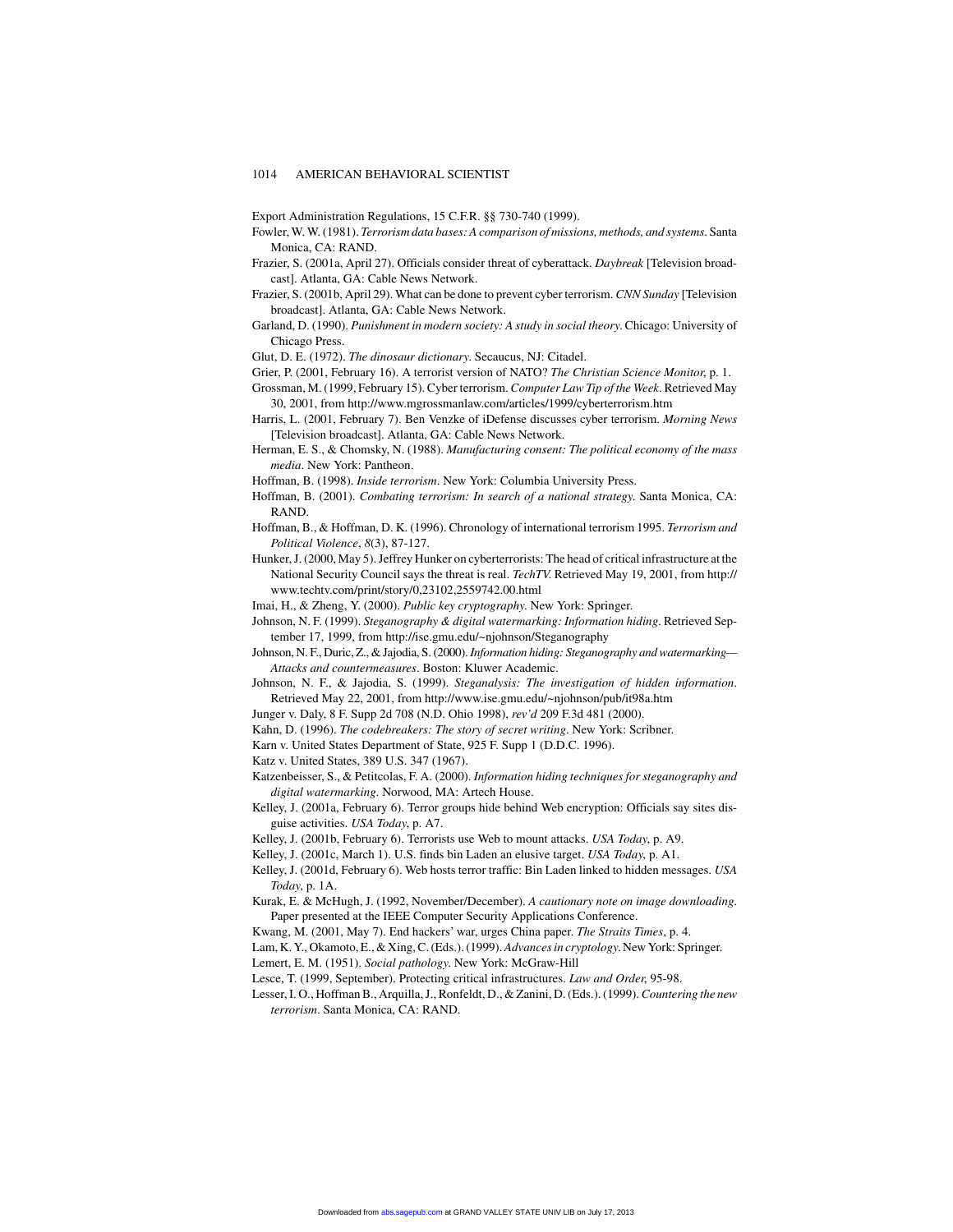Export Administration Regulations, 15 C.F.R. §§ 730-740 (1999).

Fowler, W. W. (1981). *Terrorism data bases: A comparison of missions, methods, and systems*. Santa Monica, CA: RAND.

Frazier, S. (2001a, April 27). Officials consider threat of cyberattack. *Daybreak* [Television broadcast]. Atlanta, GA: Cable News Network.

Frazier, S. (2001b, April 29). What can be done to prevent cyber terrorism. *CNN Sunday* [Television broadcast]. Atlanta, GA: Cable News Network.

Garland, D. (1990). *Punishment in modern society: A study in social theory*. Chicago: University of Chicago Press.

Glut, D. E. (1972). *The dinosaur dictionary*. Secaucus, NJ: Citadel.

Grier, P. (2001, February 16). A terrorist version of NATO? *The Christian Science Monitor*, p. 1.

Grossman, M. (1999, February 15). Cyber terrorism. *Computer Law Tip of the Week*. Retrieved May 30, 2001, from http://www.mgrossmanlaw.com/articles/1999/cyberterrorism.htm

Harris, L. (2001, February 7). Ben Venzke of iDefense discusses cyber terrorism. *Morning News* [Television broadcast]. Atlanta, GA: Cable News Network.

Herman, E. S., & Chomsky, N. (1988). *Manufacturing consent: The political economy of the mass media*. New York: Pantheon.

Hoffman, B. (1998). *Inside terrorism*. New York: Columbia University Press.

Hoffman, B. (2001). *Combating terrorism: In search of a national strategy*. Santa Monica, CA: RAND.

Hoffman, B., & Hoffman, D. K. (1996). Chronology of international terrorism 1995. *Terrorism and Political Violence*, *8*(3), 87-127.

Hunker, J. (2000, May 5). Jeffrey Hunker on cyberterrorists: The head of critical infrastructure at the National Security Council says the threat is real. *TechTV*. Retrieved May 19, 2001, from http://www.techtv.com/print/story/0,23102,2559742.00.html

Imai, H., & Zheng, Y. (2000). *Public key cryptography*. New York: Springer.

Johnson, N. F. (1999). *Steganography & digital watermarking: Information hiding*. Retrieved September 17, 1999, from http://ise.gmu.edu/~njohnson/Steganography

Johnson, N. F., Duric, Z., & Jajodia, S. (2000). *Information hiding: Steganography and watermarking—Attacks and countermeasures*. Boston: Kluwer Academic.

Johnson, N. F., & Jajodia, S. (1999). *Steganalysis: The investigation of hidden information*. Retrieved May 22, 2001, from http://www.ise.gmu.edu/~njohnson/pub/it98a.htm

Junger v. Daly, 8 F. Supp 2d 708 (N.D. Ohio 1998), *rev'd* 209 F.3d 481 (2000).

Kahn, D. (1996). *The codebreakers: The story of secret writing*. New York: Scribner.

Karn v. United States Department of State, 925 F. Supp 1 (D.D.C. 1996).

Katz v. United States, 389 U.S. 347 (1967).

Katzenbeisser, S., & Petitcolas, F. A. (2000). *Information hiding techniques for steganography and digital watermarking*. Norwood, MA: Artech House.

Kelley, J. (2001a, February 6). Terror groups hide behind Web encryption: Officials say sites disguise activities. *USA Today*, p. A7.

Kelley, J. (2001b, February 6). Terrorists use Web to mount attacks. *USA Today*, p. A9.

Kelley, J. (2001c, March 1). U.S. finds bin Laden an elusive target. *USA Today*, p. A1.

Kelley, J. (2001d, February 6). Web hosts terror traffic: Bin Laden linked to hidden messages. *USA Today*, p. 1A.

Kurak, E. & McHugh, J. (1992, November/December). *A cautionary note on image downloading*. Paper presented at the IEEE Computer Security Applications Conference.

Kwang, M. (2001, May 7). End hackers' war, urges China paper. *The Straits Times*, p. 4.

Lam, K. Y., Okamoto, E., & Xing, C. (Eds.). (1999). *Advances in cryptology*. New York: Springer.

Lemert, E. M. (1951). *Social pathology*. New York: McGraw-Hill

Lesce, T. (1999, September). Protecting critical infrastructures. *Law and Order*, 95-98.

Lesser, I. O., Hoffman B., Arquilla, J., Ronfeldt, D., & Zanini, D. (Eds.). (1999). *Countering the new terrorism*. Santa Monica, CA: RAND.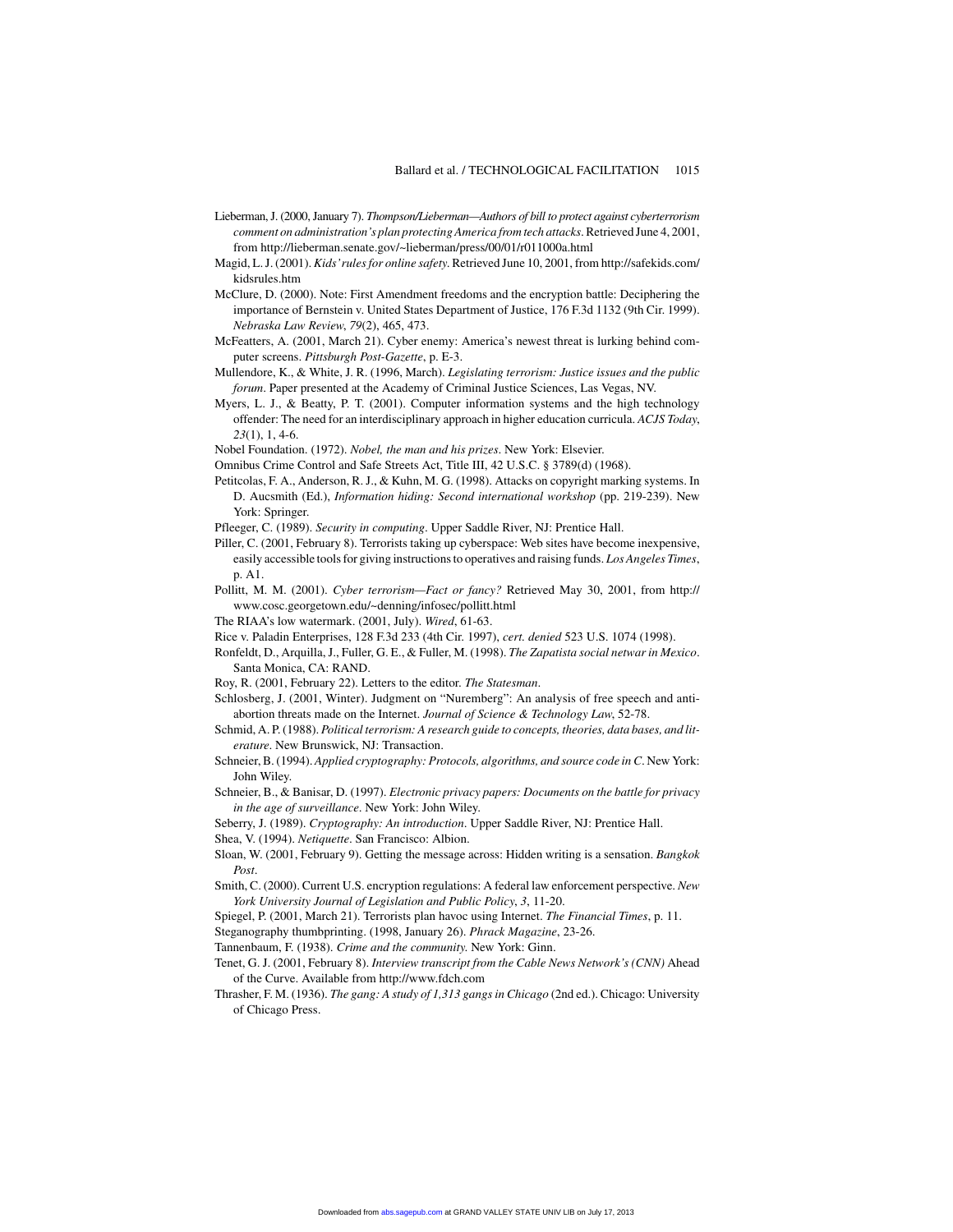Lieberman, J. (2000, January 7). *Thompson/Lieberman—Authors of bill to protect against cyberterrorism comment on administration's plan protecting America from tech attacks*. Retrieved June 4, 2001, from http://lieberman.senate.gov/~lieberman/press/00/01/r011000a.html

Magid, L. J. (2001). *Kids' rules for online safety*. Retrieved June 10, 2001, from http://safekids.com/kidsrules.htm

McClure, D. (2000). Note: First Amendment freedoms and the encryption battle: Deciphering the importance of Bernstein v. United States Department of Justice, 176 F.3d 1132 (9th Cir. 1999). *Nebraska Law Review*, *79*(2), 465, 473.

McFeatters, A. (2001, March 21). Cyber enemy: America's newest threat is lurking behind computer screens. *Pittsburgh Post-Gazette*, p. E-3.

Mullendore, K., & White, J. R. (1996, March). *Legislating terrorism: Justice issues and the public forum*. Paper presented at the Academy of Criminal Justice Sciences, Las Vegas, NV.

Myers, L. J., & Beatty, P. T. (2001). Computer information systems and the high technology offender: The need for an interdisciplinary approach in higher education curricula. *ACJS Today*, *23*(1), 1, 4-6.

Nobel Foundation. (1972). *Nobel, the man and his prizes*. New York: Elsevier.

Omnibus Crime Control and Safe Streets Act, Title III, 42 U.S.C. § 3789(d) (1968).

Petitcolas, F. A., Anderson, R. J., & Kuhn, M. G. (1998). Attacks on copyright marking systems. In D. Aucsmith (Ed.), *Information hiding: Second international workshop* (pp. 219-239). New York: Springer.

Pfleeger, C. (1989). *Security in computing*. Upper Saddle River, NJ: Prentice Hall.

Piller, C. (2001, February 8). Terrorists taking up cyberspace: Web sites have become inexpensive, easily accessible tools for giving instructions to operatives and raising funds. *Los Angeles Times*, p. A1.

Pollitt, M. M. (2001). *Cyber terrorism—Fact or fancy?* Retrieved May 30, 2001, from http://www.cosc.georgetown.edu/~denning/infosec/pollitt.html

The RIAA's low watermark. (2001, July). *Wired*, 61-63.

Rice v. Paladin Enterprises, 128 F.3d 233 (4th Cir. 1997), *cert. denied* 523 U.S. 1074 (1998).

Ronfeldt, D., Arquilla, J., Fuller, G. E., & Fuller, M. (1998). *The Zapatista social netwar in Mexico*. Santa Monica, CA: RAND.

Roy, R. (2001, February 22). Letters to the editor. *The Statesman*.

Schlosberg, J. (2001, Winter). Judgment on "Nuremberg": An analysis of free speech and anti-abortion threats made on the Internet. *Journal of Science & Technology Law*, 52-78.

Schmid, A. P. (1988). *Political terrorism: A research guide to concepts, theories, data bases, and literature*. New Brunswick, NJ: Transaction.

Schneier, B. (1994). *Applied cryptography: Protocols, algorithms, and source code in C*. New York: John Wiley.

Schneier, B., & Banisar, D. (1997). *Electronic privacy papers: Documents on the battle for privacy in the age of surveillance*. New York: John Wiley.

Seberry, J. (1989). *Cryptography: An introduction*. Upper Saddle River, NJ: Prentice Hall.

Shea, V. (1994). *Netiquette*. San Francisco: Albion.

Sloan, W. (2001, February 9). Getting the message across: Hidden writing is a sensation. *Bangkok Post*.

Smith, C. (2000). Current U.S. encryption regulations: A federal law enforcement perspective. *New York University Journal of Legislation and Public Policy*, *3*, 11-20.

Spiegel, P. (2001, March 21). Terrorists plan havoc using Internet. *The Financial Times*, p. 11.

Steganography thumbprinting. (1998, January 26). *Phrack Magazine*, 23-26.

Tannenbaum, F. (1938). *Crime and the community.* New York: Ginn.

Tenet, G. J. (2001, February 8). *Interview transcript from the Cable News Network's (CNN)* Ahead of the Curve. Available from http://www.fdch.com

Thrasher, F. M. (1936). *The gang: A study of 1,313 gangs in Chicago* (2nd ed.). Chicago: University of Chicago Press.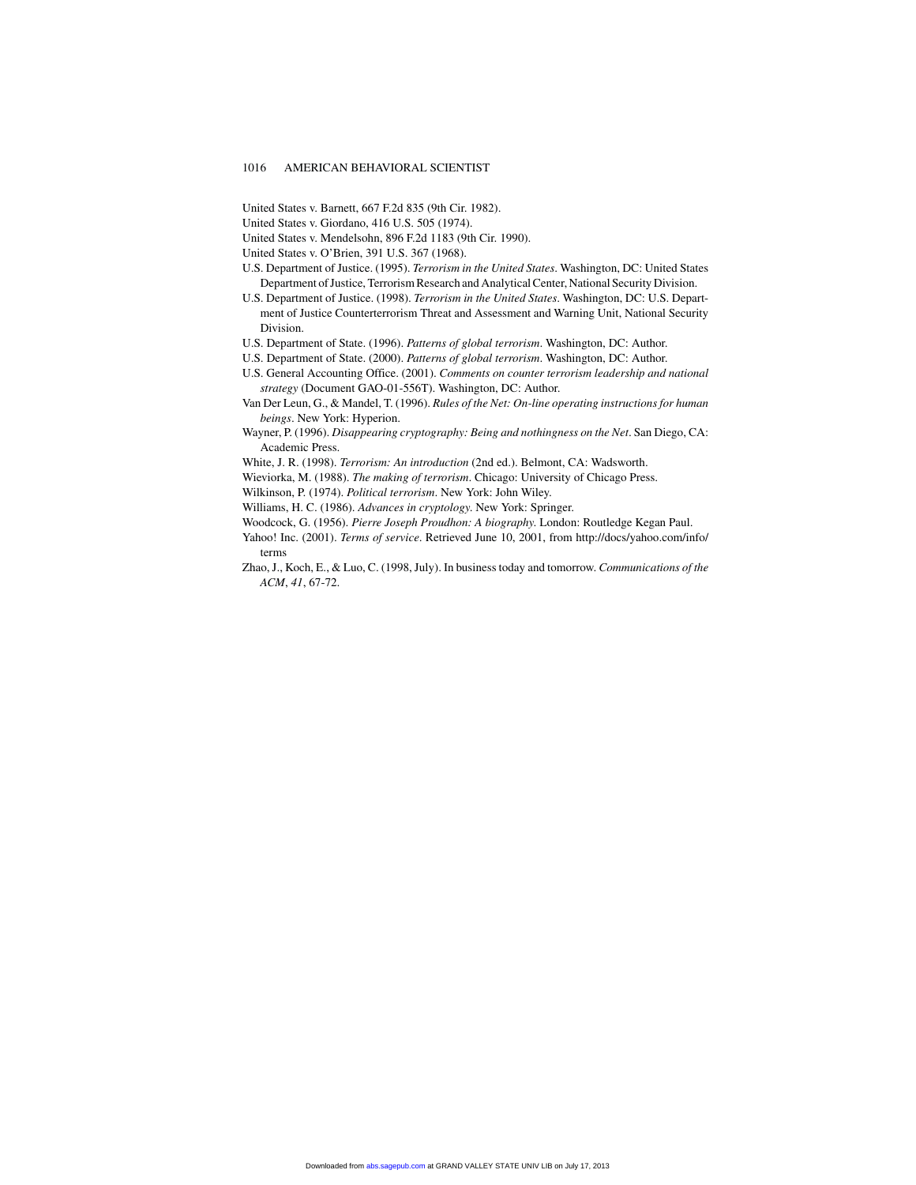United States v. Barnett, 667 F.2d 835 (9th Cir. 1982).

United States v. Giordano, 416 U.S. 505 (1974).

United States v. Mendelsohn, 896 F.2d 1183 (9th Cir. 1990).

United States v. O'Brien, 391 U.S. 367 (1968).

U.S. Department of Justice. (1995). *Terrorism in the United States*. Washington, DC: United States Department of Justice, Terrorism Research and Analytical Center, National Security Division.

U.S. Department of Justice. (1998). *Terrorism in the United States*. Washington, DC: U.S. Department of Justice Counterterrorism Threat and Assessment and Warning Unit, National Security Division.

U.S. Department of State. (1996). *Patterns of global terrorism*. Washington, DC: Author.

U.S. Department of State. (2000). *Patterns of global terrorism*. Washington, DC: Author.

U.S. General Accounting Office. (2001). *Comments on counter terrorism leadership and national strategy* (Document GAO-01-556T). Washington, DC: Author.

Van Der Leun, G., & Mandel, T. (1996). *Rules of the Net: On-line operating instructions for human beings*. New York: Hyperion.

Wayner, P. (1996). *Disappearing cryptography: Being and nothingness on the Net*. San Diego, CA: Academic Press.

White, J. R. (1998). *Terrorism: An introduction* (2nd ed.). Belmont, CA: Wadsworth.

Wieviorka, M. (1988). *The making of terrorism*. Chicago: University of Chicago Press.

Wilkinson, P. (1974). *Political terrorism*. New York: John Wiley.

Williams, H. C. (1986). *Advances in cryptology*. New York: Springer.

Woodcock, G. (1956). *Pierre Joseph Proudhon: A biography*. London: Routledge Kegan Paul.

Yahoo! Inc. (2001). *Terms of service*. Retrieved June 10, 2001, from http://docs/yahoo.com/info/terms

Zhao, J., Koch, E., & Luo, C. (1998, July). In business today and tomorrow. *Communications of the ACM*, *41*, 67-72.